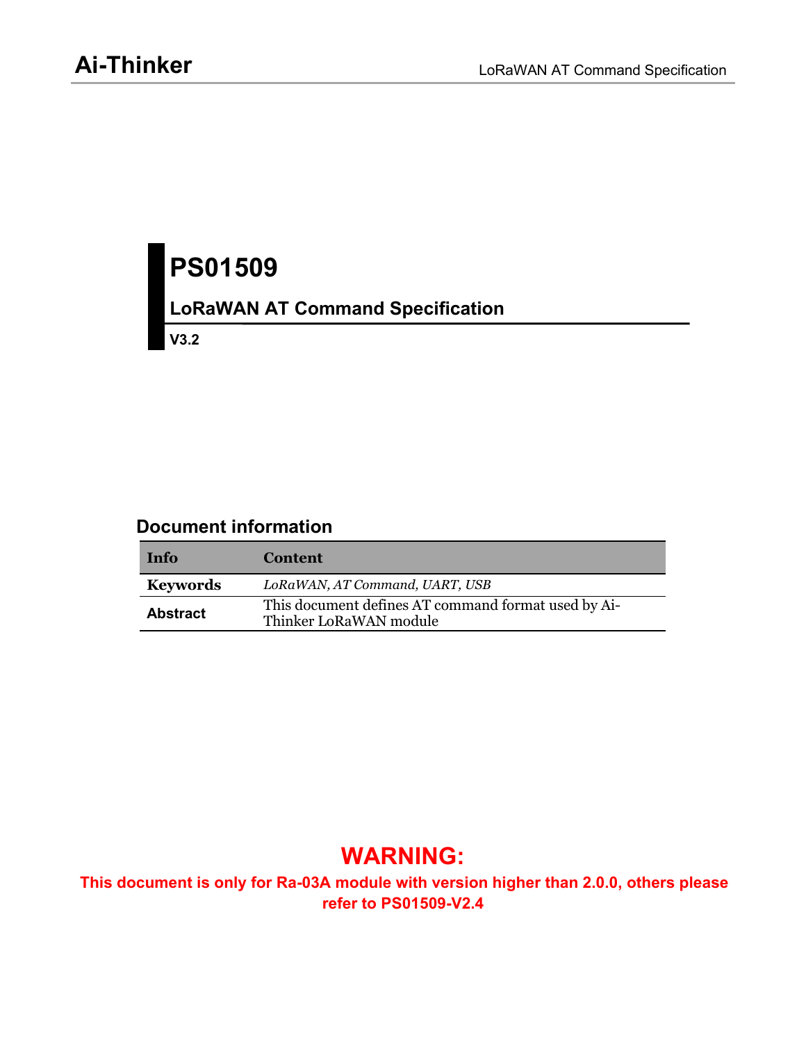# PS01509

## LoRaWAN AT Command Specification

**V3.2**

### Document information

| Info | Content |
|---|---|
| **Keywords** | *LoRaWAN, AT Command, UART, USB* |
| **Abstract** | This document defines AT command format used by Ai-Thinker LoRaWAN module |

## WARNING:

**This document is only for Ra-03A module with version higher than 2.0.0, others please refer to PS01509-V2.4**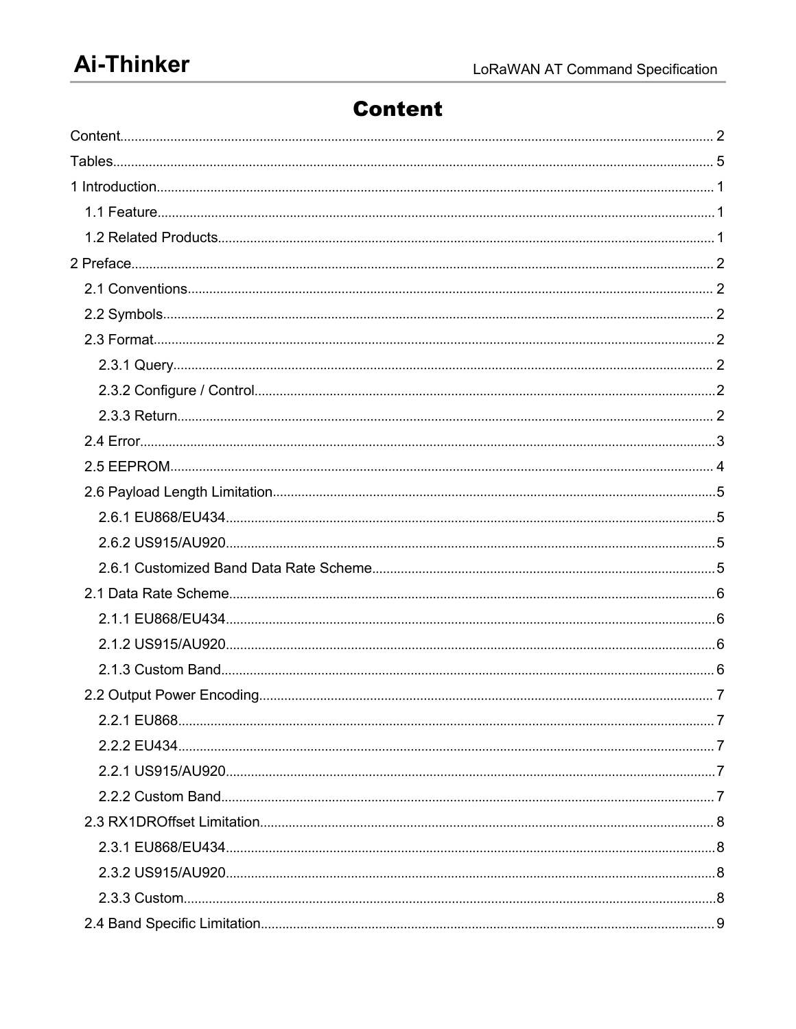# Content

Content........................................................................................................................................................ 2

Tables.......................................................................................................................................................... 5

1 Introduction............................................................................................................................................. 1

- 1.1 Feature............................................................................................................................................. 1
- 1.2 Related Products.............................................................................................................................. 1

2 Preface...................................................................................................................................................... 2

- 2.1 Conventions...................................................................................................................................... 2
- 2.2 Symbols............................................................................................................................................ 2
- 2.3 Format.............................................................................................................................................. 2
  - 2.3.1 Query........................................................................................................................................ 2
  - 2.3.2 Configure / Control..................................................................................................................... 2
  - 2.3.3 Return........................................................................................................................................ 2
- 2.4 Error.................................................................................................................................................. 3
- 2.5 EEPROM............................................................................................................................................ 4
- 2.6 Payload Length Limitation................................................................................................................. 5
  - 2.6.1 EU868/EU434............................................................................................................................. 5
  - 2.6.2 US915/AU920............................................................................................................................. 5
  - 2.6.1 Customized Band Data Rate Scheme........................................................................................ 5
- 2.1 Data Rate Scheme............................................................................................................................. 6
  - 2.1.1 EU868/EU434............................................................................................................................. 6
  - 2.1.2 US915/AU920............................................................................................................................. 6
  - 2.1.3 Custom Band.............................................................................................................................. 6
- 2.2 Output Power Encoding..................................................................................................................... 7
  - 2.2.1 EU868......................................................................................................................................... 7
  - 2.2.2 EU434......................................................................................................................................... 7
  - 2.2.1 US915/AU920............................................................................................................................. 7
  - 2.2.2 Custom Band.............................................................................................................................. 7
- 2.3 RX1DROffset Limitation..................................................................................................................... 8
  - 2.3.1 EU868/EU434............................................................................................................................. 8
  - 2.3.2 US915/AU920............................................................................................................................. 8
  - 2.3.3 Custom........................................................................................................................................ 8
- 2.4 Band Specific Limitation..................................................................................................................... 9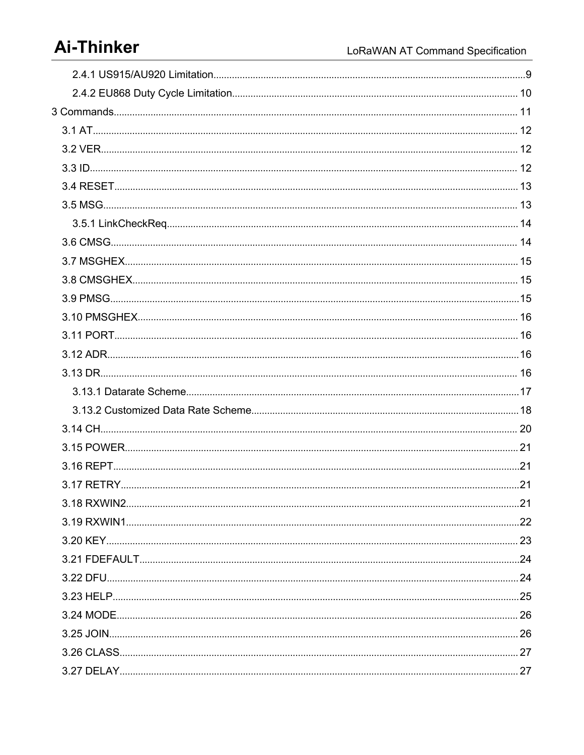- 2.4.1 US915/AU920 Limitation....9
- 2.4.2 EU868 Duty Cycle Limitation....10

3 Commands....11

- 3.1 AT....12
- 3.2 VER....12
- 3.3 ID....12
- 3.4 RESET....13
- 3.5 MSG....13
    - 3.5.1 LinkCheckReq....14
- 3.6 CMSG....14
- 3.7 MSGHEX....15
- 3.8 CMSGHEX....15
- 3.9 PMSG....15
- 3.10 PMSGHEX....16
- 3.11 PORT....16
- 3.12 ADR....16
- 3.13 DR....16
    - 3.13.1 Datarate Scheme....17
    - 3.13.2 Customized Data Rate Scheme....18
- 3.14 CH....20
- 3.15 POWER....21
- 3.16 REPT....21
- 3.17 RETRY....21
- 3.18 RXWIN2....21
- 3.19 RXWIN1....22
- 3.20 KEY....23
- 3.21 FDEFAULT....24
- 3.22 DFU....24
- 3.23 HELP....25
- 3.24 MODE....26
- 3.25 JOIN....26
- 3.26 CLASS....27
- 3.27 DELAY....27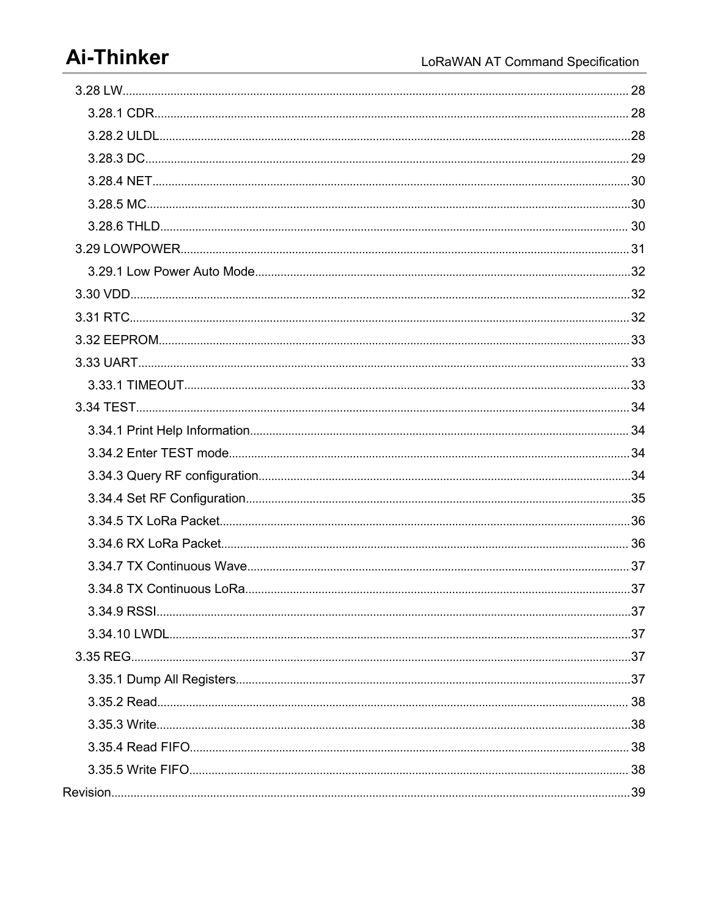3.28 LW.......................................................................................................................................... 28

3.28.1 CDR.................................................................................................................................. 28

3.28.2 ULDL..................................................................................................................................28

3.28.3 DC...................................................................................................................................... 29

3.28.4 NET....................................................................................................................................30

3.28.5 MC......................................................................................................................................30

3.28.6 THLD................................................................................................................................. 30

3.29 LOWPOWER.............................................................................................................................. 31

3.29.1 Low Power Auto Mode....................................................................................................32

3.30 VDD..............................................................................................................................................32

3.31 RTC.............................................................................................................................................. 32

3.32 EEPROM.................................................................................................................................... 33

3.33 UART.......................................................................................................................................... 33

3.33.1 TIMEOUT.......................................................................................................................... 33

3.34 TEST........................................................................................................................................... 34

3.34.1 Print Help Information...................................................................................................... 34

3.34.2 Enter TEST mode.............................................................................................................34

3.34.3 Query RF configuration...................................................................................................34

3.34.4 Set RF Configuration.......................................................................................................35

3.34.5 TX LoRa Packet...............................................................................................................36

3.34.6 RX LoRa Packet............................................................................................................... 36

3.34.7 TX Continuous Wave....................................................................................................... 37

3.34.8 TX Continuous LoRa.......................................................................................................37

3.34.9 RSSI...................................................................................................................................37

3.34.10 LWDL...............................................................................................................................37

3.35 REG.............................................................................................................................................37

3.35.1 Dump All Registers..........................................................................................................37

3.35.2 Read.................................................................................................................................. 38

3.35.3 Write...................................................................................................................................38

3.35.4 Read FIFO........................................................................................................................ 38

3.35.5 Write FIFO........................................................................................................................ 38

Revision..................................................................................................................................................39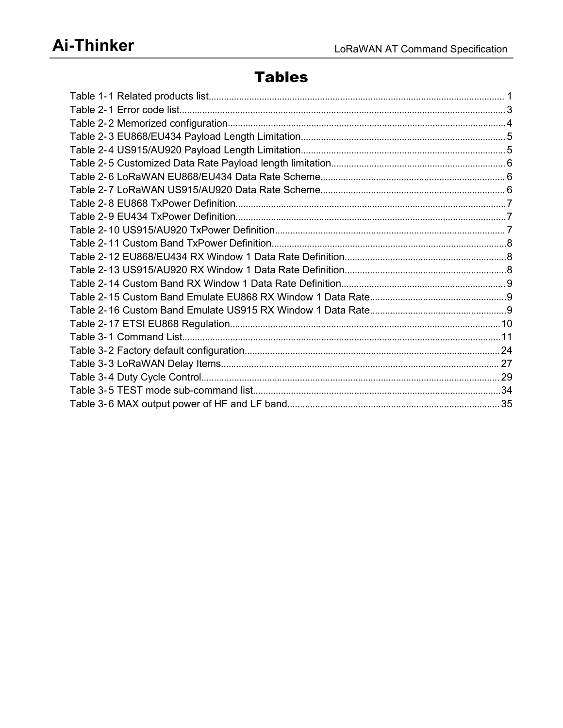# Tables

Table 1- 1 Related products list.................................................................................................................... 1
Table 2- 1 Error code list................................................................................................................................3
Table 2- 2 Memorized configuration.............................................................................................................4
Table 2- 3 EU868/EU434 Payload Length Limitation.................................................................................5
Table 2- 4 US915/AU920 Payload Length Limitation.................................................................................5
Table 2- 5 Customized Data Rate Payload length limitation.....................................................................6
Table 2- 6 LoRaWAN EU868/EU434 Data Rate Scheme.........................................................................6
Table 2- 7 LoRaWAN US915/AU920 Data Rate Scheme.........................................................................6
Table 2- 8 EU868 TxPower Definition...........................................................................................................7
Table 2- 9 EU434 TxPower Definition...........................................................................................................7
Table 2- 10 US915/AU920 TxPower Definition...........................................................................................7
Table 2- 11 Custom Band TxPower Definition.............................................................................................8
Table 2- 12 EU868/EU434 RX Window 1 Data Rate Definition................................................................8
Table 2- 13 US915/AU920 RX Window 1 Data Rate Definition................................................................8
Table 2- 14 Custom Band RX Window 1 Data Rate Definition.................................................................9
Table 2- 15 Custom Band Emulate EU868 RX Window 1 Data Rate......................................................9
Table 2- 16 Custom Band Emulate US915 RX Window 1 Data Rate......................................................9
Table 2- 17 ETSI EU868 Regulation...........................................................................................................10
Table 3- 1 Command List..............................................................................................................................11
Table 3- 2 Factory default configuration.....................................................................................................24
Table 3- 3 LoRaWAN Delay Items.............................................................................................................. 27
Table 3- 4 Duty Cycle Control...................................................................................................................... 29
Table 3- 5 TEST mode sub-command list..................................................................................................34
Table 3- 6 MAX output power of HF and LF band.................................................................................... 35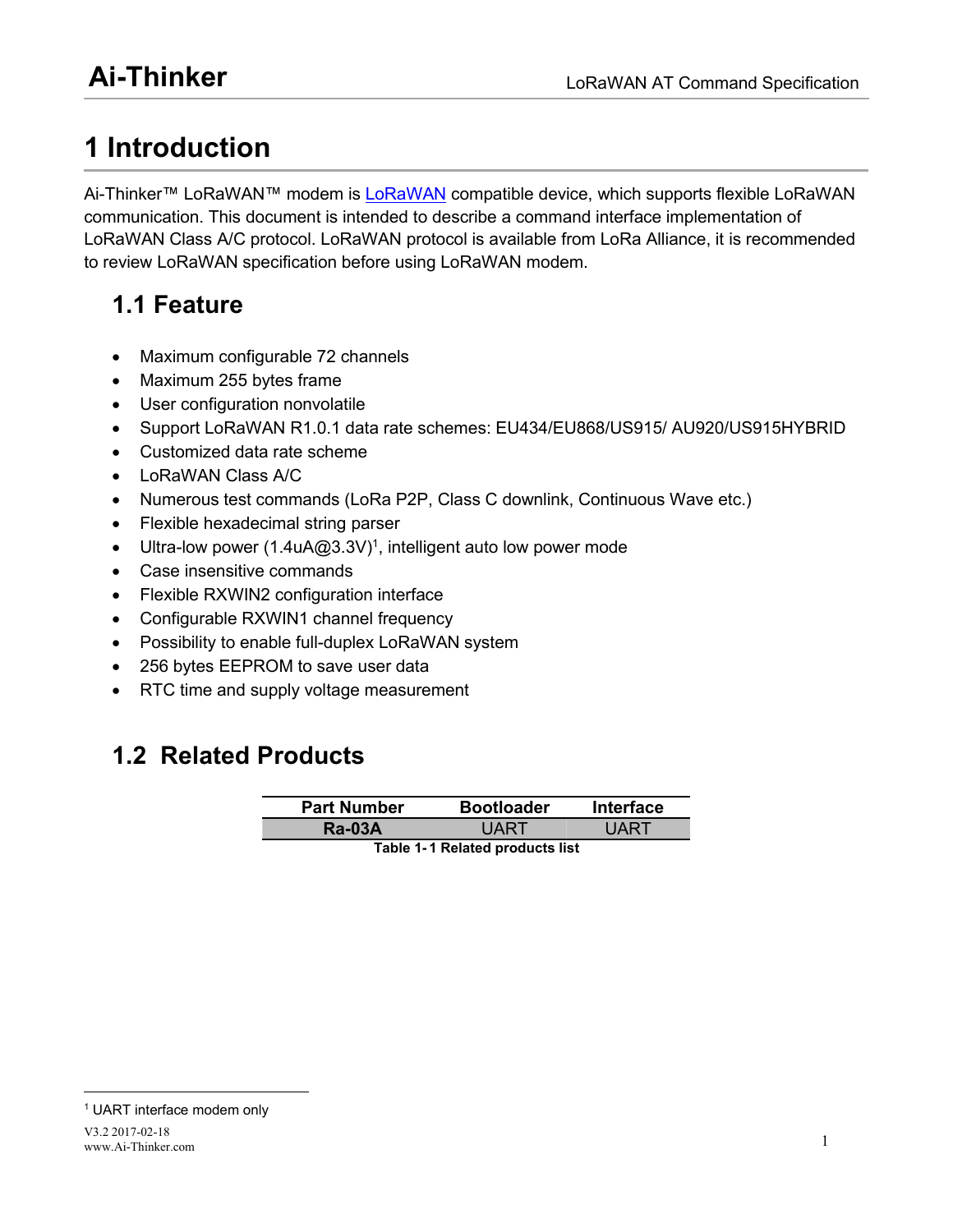# 1 Introduction

Ai-Thinker™ LoRaWAN™ modem is LoRaWAN compatible device, which supports flexible LoRaWAN communication. This document is intended to describe a command interface implementation of LoRaWAN Class A/C protocol. LoRaWAN protocol is available from LoRa Alliance, it is recommended to review LoRaWAN specification before using LoRaWAN modem.

## 1.1 Feature

- Maximum configurable 72 channels
- Maximum 255 bytes frame
- User configuration nonvolatile
- Support LoRaWAN R1.0.1 data rate schemes: EU434/EU868/US915/ AU920/US915HYBRID
- Customized data rate scheme
- LoRaWAN Class A/C
- Numerous test commands (LoRa P2P, Class C downlink, Continuous Wave etc.)
- Flexible hexadecimal string parser
- Ultra-low power (1.4uA@3.3V)[1], intelligent auto low power mode
- Case insensitive commands
- Flexible RXWIN2 configuration interface
- Configurable RXWIN1 channel frequency
- Possibility to enable full-duplex LoRaWAN system
- 256 bytes EEPROM to save user data
- RTC time and supply voltage measurement

## 1.2 Related Products

| Part Number | Bootloader | Interface |
|---|---|---|
| **Ra-03A** | UART | UART |

**Table 1-1 Related products list**

[1] UART interface modem only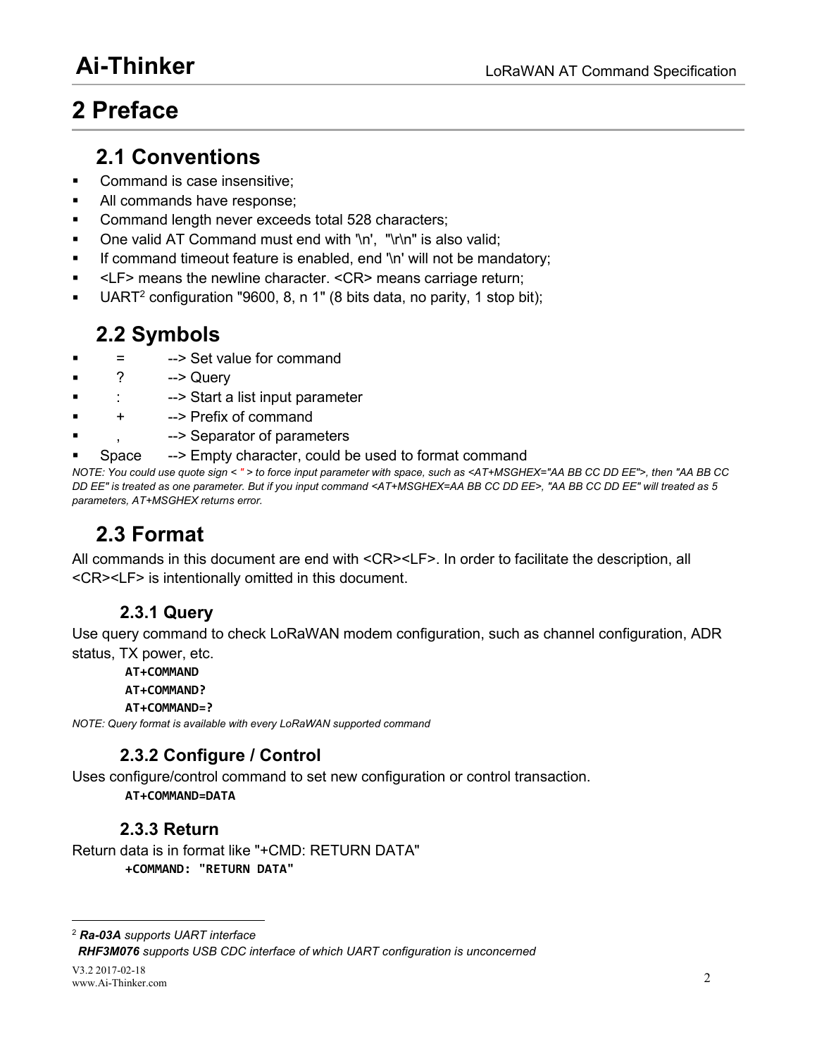# 2 Preface

## 2.1 Conventions

- Command is case insensitive;
- All commands have response;
- Command length never exceeds total 528 characters;
- One valid AT Command must end with '\n', "\r\n" is also valid;
- If command timeout feature is enabled, end '\n' will not be mandatory;
- <LF> means the newline character. <CR> means carriage return;
- UART[2] configuration "9600, 8, n 1" (8 bits data, no parity, 1 stop bit);

## 2.2 Symbols

- = --> Set value for command
- ? --> Query
- : --> Start a list input parameter
- + --> Prefix of command
- , --> Separator of parameters
- Space --> Empty character, could be used to format command

*NOTE: You could use quote sign < " > to force input parameter with space, such as <AT+MSGHEX="AA BB CC DD EE">, then "AA BB CC DD EE" is treated as one parameter. But if you input command <AT+MSGHEX=AA BB CC DD EE>, "AA BB CC DD EE" will treated as 5 parameters, AT+MSGHEX returns error.*

## 2.3 Format

All commands in this document are end with <CR><LF>. In order to facilitate the description, all <CR><LF> is intentionally omitted in this document.

### 2.3.1 Query

Use query command to check LoRaWAN modem configuration, such as channel configuration, ADR status, TX power, etc.

```
AT+COMMAND
AT+COMMAND?
AT+COMMAND=?
```

*NOTE: Query format is available with every LoRaWAN supported command*

### 2.3.2 Configure / Control

Uses configure/control command to set new configuration or control transaction.

```
AT+COMMAND=DATA
```

### 2.3.3 Return

Return data is in format like "+CMD: RETURN DATA"

```
+COMMAND: "RETURN DATA"
```

---

[2] ***Ra-03A** supports UART interface*
***RHF3M076** supports USB CDC interface of which UART configuration is unconcerned*

V3.2 2017-02-18
www.Ai-Thinker.com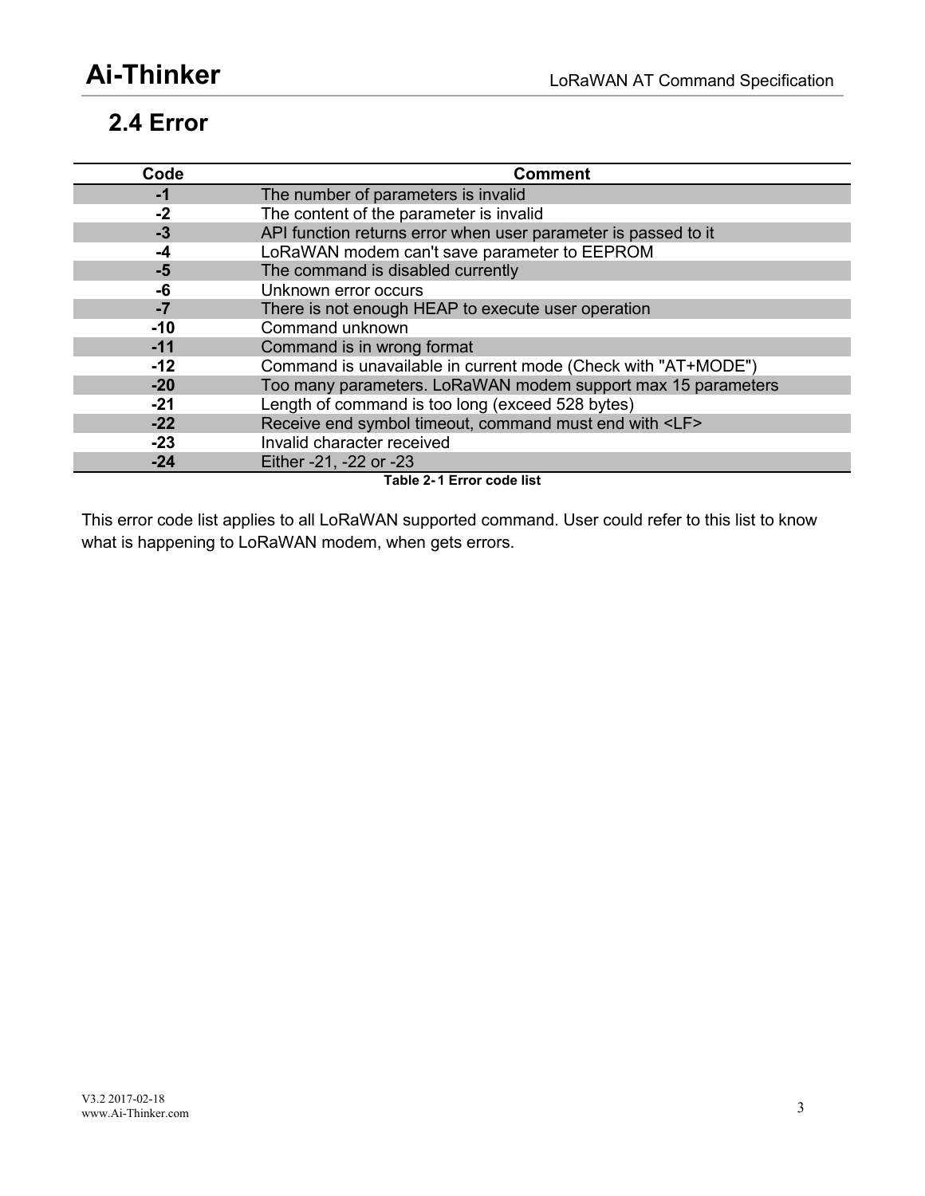## 2.4 Error

| Code | Comment |
|---|---|
| **-1** | The number of parameters is invalid |
| **-2** | The content of the parameter is invalid |
| **-3** | API function returns error when user parameter is passed to it |
| **-4** | LoRaWAN modem can't save parameter to EEPROM |
| **-5** | The command is disabled currently |
| **-6** | Unknown error occurs |
| **-7** | There is not enough HEAP to execute user operation |
| **-10** | Command unknown |
| **-11** | Command is in wrong format |
| **-12** | Command is unavailable in current mode (Check with "AT+MODE") |
| **-20** | Too many parameters. LoRaWAN modem support max 15 parameters |
| **-21** | Length of command is too long (exceed 528 bytes) |
| **-22** | Receive end symbol timeout, command must end with <LF> |
| **-23** | Invalid character received |
| **-24** | Either -21, -22 or -23 |

**Table 2-1 Error code list**

This error code list applies to all LoRaWAN supported command. User could refer to this list to know what is happening to LoRaWAN modem, when gets errors.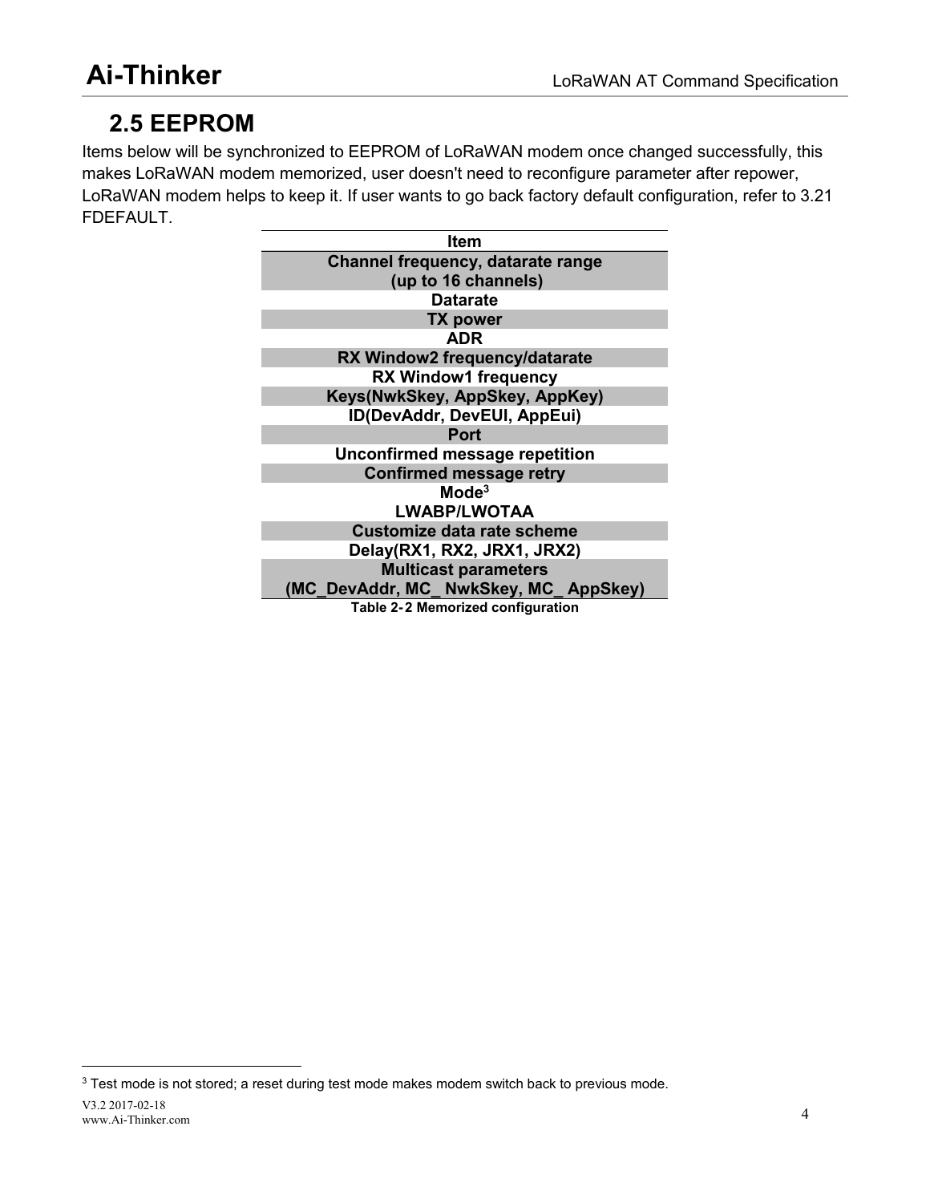## 2.5 EEPROM

Items below will be synchronized to EEPROM of LoRaWAN modem once changed successfully, this makes LoRaWAN modem memorized, user doesn't need to reconfigure parameter after repower, LoRaWAN modem helps to keep it. If user wants to go back factory default configuration, refer to 3.21 FDEFAULT.

| Item |
| --- |
| Channel frequency, datarate range (up to 16 channels) |
| Datarate |
| TX power |
| ADR |
| RX Window2 frequency/datarate |
| RX Window1 frequency |
| Keys(NwkSkey, AppSkey, AppKey) |
| ID(DevAddr, DevEUI, AppEui) |
| Port |
| Unconfirmed message repetition |
| Confirmed message retry |
| Mode[3] |
| LWABP/LWOTAA |
| Customize data rate scheme |
| Delay(RX1, RX2, JRX1, JRX2) |
| Multicast parameters (MC_DevAddr, MC_ NwkSkey, MC_ AppSkey) |

Table 2-2 Memorized configuration

[3] Test mode is not stored; a reset during test mode makes modem switch back to previous mode.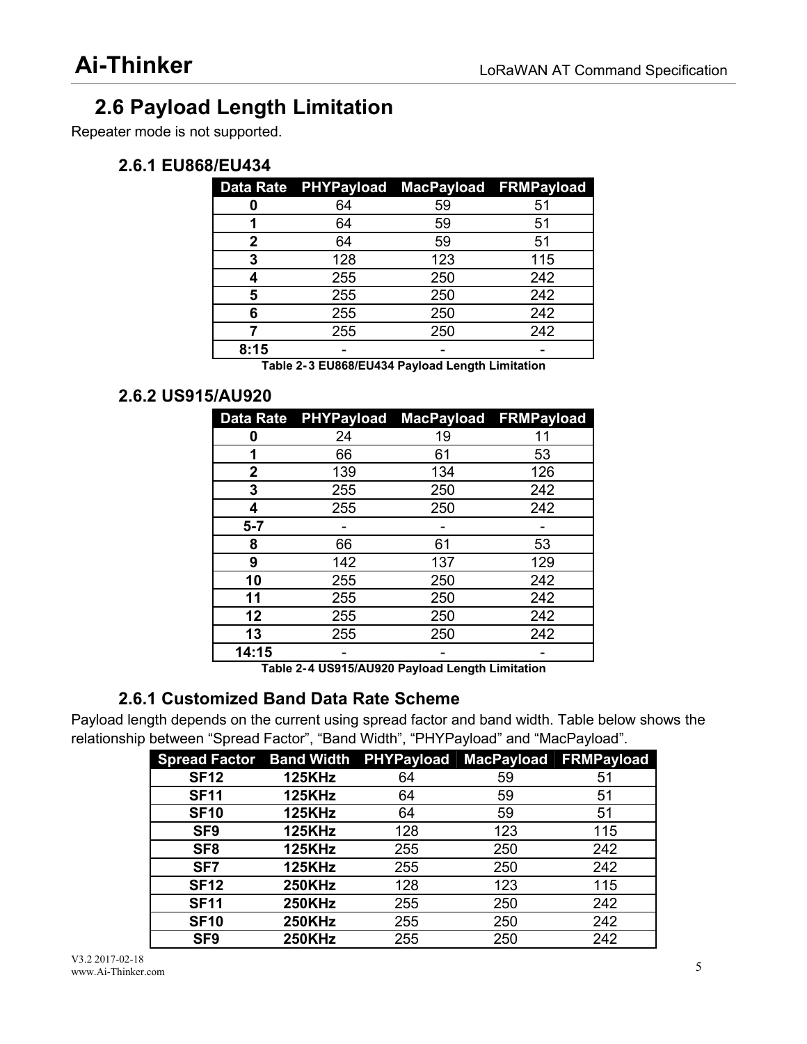## 2.6 Payload Length Limitation

Repeater mode is not supported.

### 2.6.1 EU868/EU434

| Data Rate | PHYPayload | MacPayload | FRMPayload |
|---|---|---|---|
| **0** | 64 | 59 | 51 |
| **1** | 64 | 59 | 51 |
| **2** | 64 | 59 | 51 |
| **3** | 128 | 123 | 115 |
| **4** | 255 | 250 | 242 |
| **5** | 255 | 250 | 242 |
| **6** | 255 | 250 | 242 |
| **7** | 255 | 250 | 242 |
| **8:15** | - | - | - |

**Table 2-3 EU868/EU434 Payload Length Limitation**

### 2.6.2 US915/AU920

| Data Rate | PHYPayload | MacPayload | FRMPayload |
|---|---|---|---|
| **0** | 24 | 19 | 11 |
| **1** | 66 | 61 | 53 |
| **2** | 139 | 134 | 126 |
| **3** | 255 | 250 | 242 |
| **4** | 255 | 250 | 242 |
| **5-7** | - | - | - |
| **8** | 66 | 61 | 53 |
| **9** | 142 | 137 | 129 |
| **10** | 255 | 250 | 242 |
| **11** | 255 | 250 | 242 |
| **12** | 255 | 250 | 242 |
| **13** | 255 | 250 | 242 |
| **14:15** | - | - | - |

**Table 2-4 US915/AU920 Payload Length Limitation**

### 2.6.1 Customized Band Data Rate Scheme

Payload length depends on the current using spread factor and band width. Table below shows the relationship between “Spread Factor”, “Band Width”, “PHYPayload” and “MacPayload”.

| Spread Factor | Band Width | PHYPayload | MacPayload | FRMPayload |
|---|---|---|---|---|
| **SF12** | **125KHz** | 64 | 59 | 51 |
| **SF11** | **125KHz** | 64 | 59 | 51 |
| **SF10** | **125KHz** | 64 | 59 | 51 |
| **SF9** | **125KHz** | 128 | 123 | 115 |
| **SF8** | **125KHz** | 255 | 250 | 242 |
| **SF7** | **125KHz** | 255 | 250 | 242 |
| **SF12** | **250KHz** | 128 | 123 | 115 |
| **SF11** | **250KHz** | 255 | 250 | 242 |
| **SF10** | **250KHz** | 255 | 250 | 242 |
| **SF9** | **250KHz** | 255 | 250 | 242 |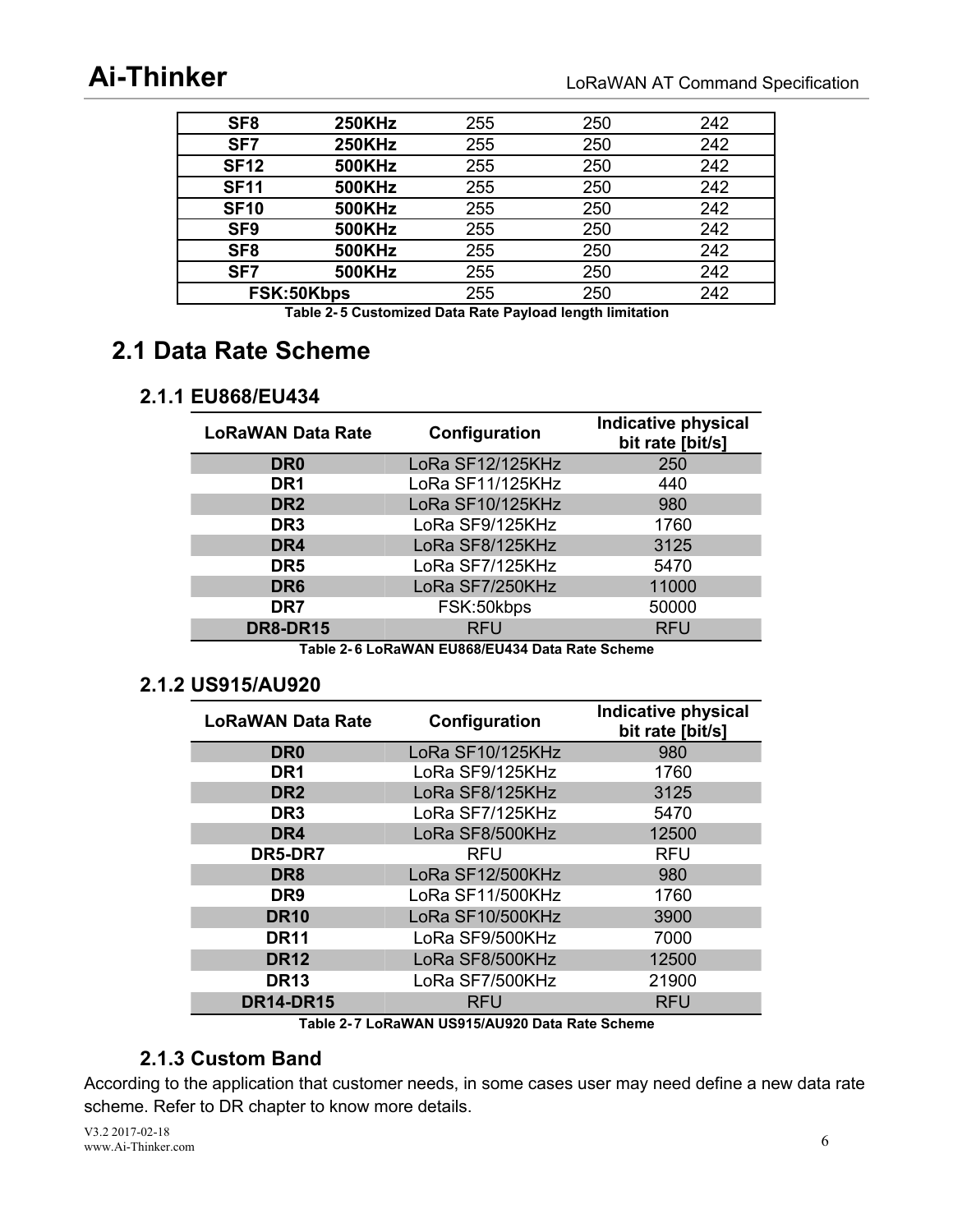| | | | | |
|---|---|---|---|---|
| **SF8** | **250KHz** | 255 | 250 | 242 |
| **SF7** | **250KHz** | 255 | 250 | 242 |
| **SF12** | **500KHz** | 255 | 250 | 242 |
| **SF11** | **500KHz** | 255 | 250 | 242 |
| **SF10** | **500KHz** | 255 | 250 | 242 |
| **SF9** | **500KHz** | 255 | 250 | 242 |
| **SF8** | **500KHz** | 255 | 250 | 242 |
| **SF7** | **500KHz** | 255 | 250 | 242 |
| **FSK:50Kbps** | | 255 | 250 | 242 |

**Table 2- 5 Customized Data Rate Payload length limitation**

## 2.1 Data Rate Scheme

### 2.1.1 EU868/EU434

| LoRaWAN Data Rate | Configuration | Indicative physical bit rate [bit/s] |
|---|---|---|
| **DR0** | LoRa SF12/125KHz | 250 |
| **DR1** | LoRa SF11/125KHz | 440 |
| **DR2** | LoRa SF10/125KHz | 980 |
| **DR3** | LoRa SF9/125KHz | 1760 |
| **DR4** | LoRa SF8/125KHz | 3125 |
| **DR5** | LoRa SF7/125KHz | 5470 |
| **DR6** | LoRa SF7/250KHz | 11000 |
| **DR7** | FSK:50kbps | 50000 |
| **DR8-DR15** | RFU | RFU |

**Table 2- 6 LoRaWAN EU868/EU434 Data Rate Scheme**

### 2.1.2 US915/AU920

| LoRaWAN Data Rate | Configuration | Indicative physical bit rate [bit/s] |
|---|---|---|
| **DR0** | LoRa SF10/125KHz | 980 |
| **DR1** | LoRa SF9/125KHz | 1760 |
| **DR2** | LoRa SF8/125KHz | 3125 |
| **DR3** | LoRa SF7/125KHz | 5470 |
| **DR4** | LoRa SF8/500KHz | 12500 |
| **DR5-DR7** | RFU | RFU |
| **DR8** | LoRa SF12/500KHz | 980 |
| **DR9** | LoRa SF11/500KHz | 1760 |
| **DR10** | LoRa SF10/500KHz | 3900 |
| **DR11** | LoRa SF9/500KHz | 7000 |
| **DR12** | LoRa SF8/500KHz | 12500 |
| **DR13** | LoRa SF7/500KHz | 21900 |
| **DR14-DR15** | RFU | RFU |

**Table 2- 7 LoRaWAN US915/AU920 Data Rate Scheme**

### 2.1.3 Custom Band

According to the application that customer needs, in some cases user may need define a new data rate scheme. Refer to DR chapter to know more details.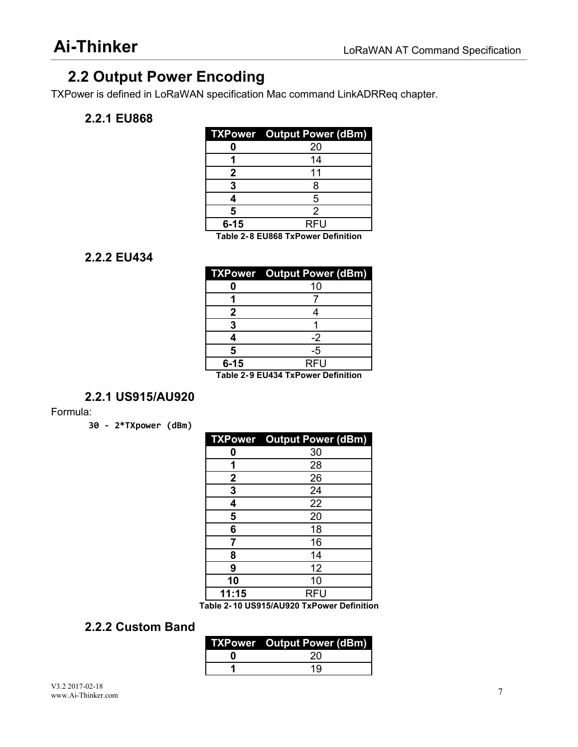## 2.2 Output Power Encoding

TXPower is defined in LoRaWAN specification Mac command LinkADRReq chapter.

### 2.2.1 EU868

| TXPower | Output Power (dBm) |
|---|---|
| **0** | 20 |
| **1** | 14 |
| **2** | 11 |
| **3** | 8 |
| **4** | 5 |
| **5** | 2 |
| **6-15** | RFU |

**Table 2-8 EU868 TxPower Definition**

### 2.2.2 EU434

| TXPower | Output Power (dBm) |
|---|---|
| **0** | 10 |
| **1** | 7 |
| **2** | 4 |
| **3** | 1 |
| **4** | -2 |
| **5** | -5 |
| **6-15** | RFU |

**Table 2-9 EU434 TxPower Definition**

### 2.2.1 US915/AU920

Formula:

```
30 - 2*TXpower (dBm)
```

| TXPower | Output Power (dBm) |
|---|---|
| **0** | 30 |
| **1** | 28 |
| **2** | 26 |
| **3** | 24 |
| **4** | 22 |
| **5** | 20 |
| **6** | 18 |
| **7** | 16 |
| **8** | 14 |
| **9** | 12 |
| **10** | 10 |
| **11:15** | RFU |

**Table 2-10 US915/AU920 TxPower Definition**

### 2.2.2 Custom Band

| TXPower | Output Power (dBm) |
|---|---|
| **0** | 20 |
| **1** | 19 |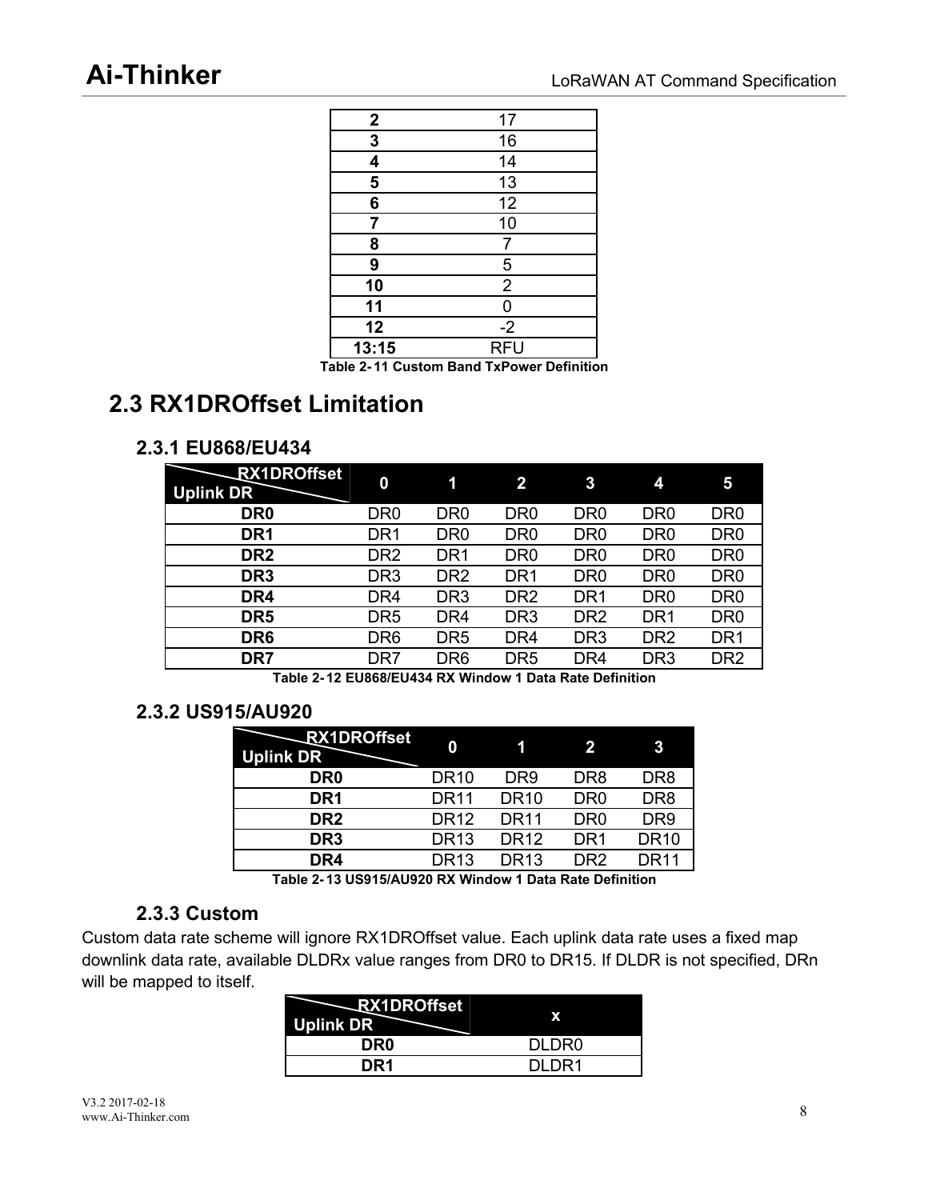| 2 | 17 |
|---|---|
| 3 | 16 |
| 4 | 14 |
| 5 | 13 |
| 6 | 12 |
| 7 | 10 |
| 8 | 7 |
| 9 | 5 |
| 10 | 2 |
| 11 | 0 |
| 12 | -2 |
| 13:15 | RFU |

**Table 2-11 Custom Band TxPower Definition**

## 2.3 RX1DROffset Limitation

### 2.3.1 EU868/EU434

| RX1DROffset / Uplink DR | 0 | 1 | 2 | 3 | 4 | 5 |
|---|---|---|---|---|---|---|
| **DR0** | DR0 | DR0 | DR0 | DR0 | DR0 | DR0 |
| **DR1** | DR1 | DR0 | DR0 | DR0 | DR0 | DR0 |
| **DR2** | DR2 | DR1 | DR0 | DR0 | DR0 | DR0 |
| **DR3** | DR3 | DR2 | DR1 | DR0 | DR0 | DR0 |
| **DR4** | DR4 | DR3 | DR2 | DR1 | DR0 | DR0 |
| **DR5** | DR5 | DR4 | DR3 | DR2 | DR1 | DR0 |
| **DR6** | DR6 | DR5 | DR4 | DR3 | DR2 | DR1 |
| **DR7** | DR7 | DR6 | DR5 | DR4 | DR3 | DR2 |

**Table 2-12 EU868/EU434 RX Window 1 Data Rate Definition**

### 2.3.2 US915/AU920

| RX1DROffset / Uplink DR | 0 | 1 | 2 | 3 |
|---|---|---|---|---|
| **DR0** | DR10 | DR9 | DR8 | DR8 |
| **DR1** | DR11 | DR10 | DR0 | DR8 |
| **DR2** | DR12 | DR11 | DR0 | DR9 |
| **DR3** | DR13 | DR12 | DR1 | DR10 |
| **DR4** | DR13 | DR13 | DR2 | DR11 |

**Table 2-13 US915/AU920 RX Window 1 Data Rate Definition**

### 2.3.3 Custom

Custom data rate scheme will ignore RX1DROffset value. Each uplink data rate uses a fixed map downlink data rate, available DLDRx value ranges from DR0 to DR15. If DLDR is not specified, DRn will be mapped to itself.

| RX1DROffset / Uplink DR | x |
|---|---|
| **DR0** | DLDR0 |
| **DR1** | DLDR1 |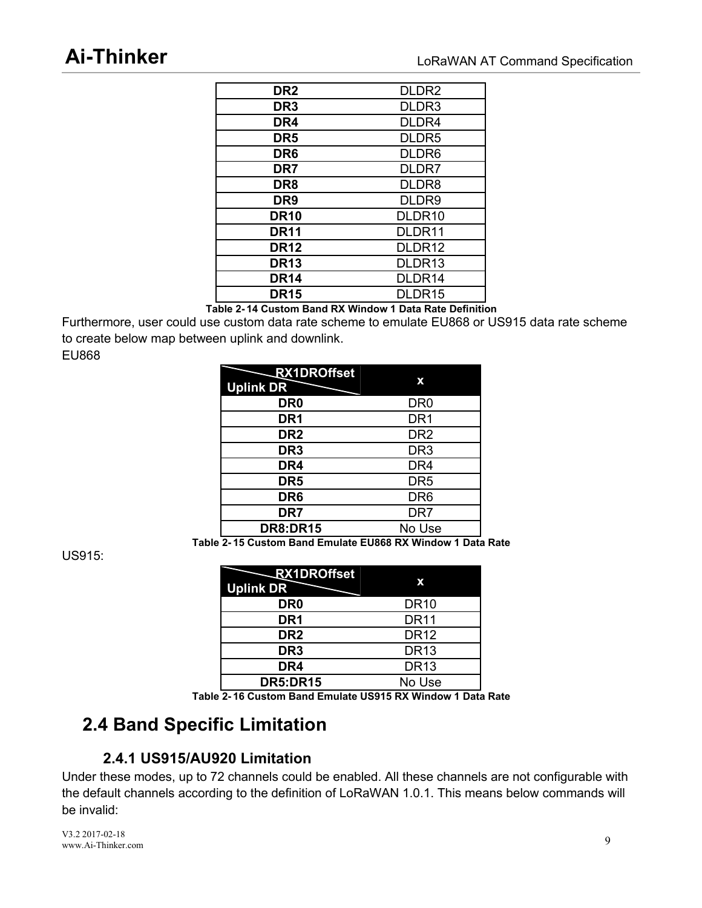| DR2 | DLDR2 |
|---|---|
| DR3 | DLDR3 |
| DR4 | DLDR4 |
| DR5 | DLDR5 |
| DR6 | DLDR6 |
| DR7 | DLDR7 |
| DR8 | DLDR8 |
| DR9 | DLDR9 |
| DR10 | DLDR10 |
| DR11 | DLDR11 |
| DR12 | DLDR12 |
| DR13 | DLDR13 |
| DR14 | DLDR14 |
| DR15 | DLDR15 |

**Table 2-14 Custom Band RX Window 1 Data Rate Definition**

Furthermore, user could use custom data rate scheme to emulate EU868 or US915 data rate scheme to create below map between uplink and downlink.

EU868

| RX1DROffset / Uplink DR | x |
|---|---|
| **DR0** | DR0 |
| **DR1** | DR1 |
| **DR2** | DR2 |
| **DR3** | DR3 |
| **DR4** | DR4 |
| **DR5** | DR5 |
| **DR6** | DR6 |
| **DR7** | DR7 |
| **DR8:DR15** | No Use |

**Table 2-15 Custom Band Emulate EU868 RX Window 1 Data Rate**

US915:

| RX1DROffset / Uplink DR | x |
|---|---|
| **DR0** | DR10 |
| **DR1** | DR11 |
| **DR2** | DR12 |
| **DR3** | DR13 |
| **DR4** | DR13 |
| **DR5:DR15** | No Use |

**Table 2-16 Custom Band Emulate US915 RX Window 1 Data Rate**

## 2.4 Band Specific Limitation

### 2.4.1 US915/AU920 Limitation

Under these modes, up to 72 channels could be enabled. All these channels are not configurable with the default channels according to the definition of LoRaWAN 1.0.1. This means below commands will be invalid: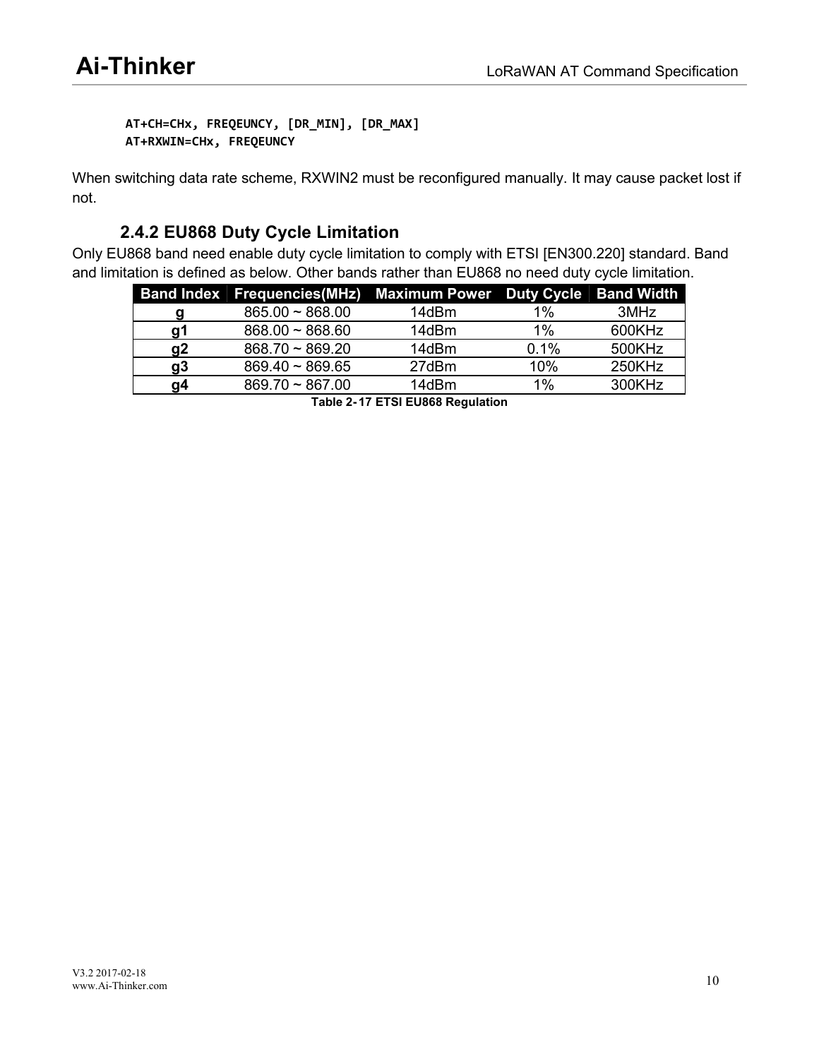```
AT+CH=CHx, FREQEUNCY, [DR_MIN], [DR_MAX]
AT+RXWIN=CHx, FREQEUNCY
```

When switching data rate scheme, RXWIN2 must be reconfigured manually. It may cause packet lost if not.

### 2.4.2 EU868 Duty Cycle Limitation

Only EU868 band need enable duty cycle limitation to comply with ETSI [EN300.220] standard. Band and limitation is defined as below. Other bands rather than EU868 no need duty cycle limitation.

| Band Index | Frequencies(MHz) | Maximum Power | Duty Cycle | Band Width |
|---|---|---|---|---|
| **g** | 865.00 ~ 868.00 | 14dBm | 1% | 3MHz |
| **g1** | 868.00 ~ 868.60 | 14dBm | 1% | 600KHz |
| **g2** | 868.70 ~ 869.20 | 14dBm | 0.1% | 500KHz |
| **g3** | 869.40 ~ 869.65 | 27dBm | 10% | 250KHz |
| **g4** | 869.70 ~ 867.00 | 14dBm | 1% | 300KHz |

**Table 2-17 ETSI EU868 Regulation**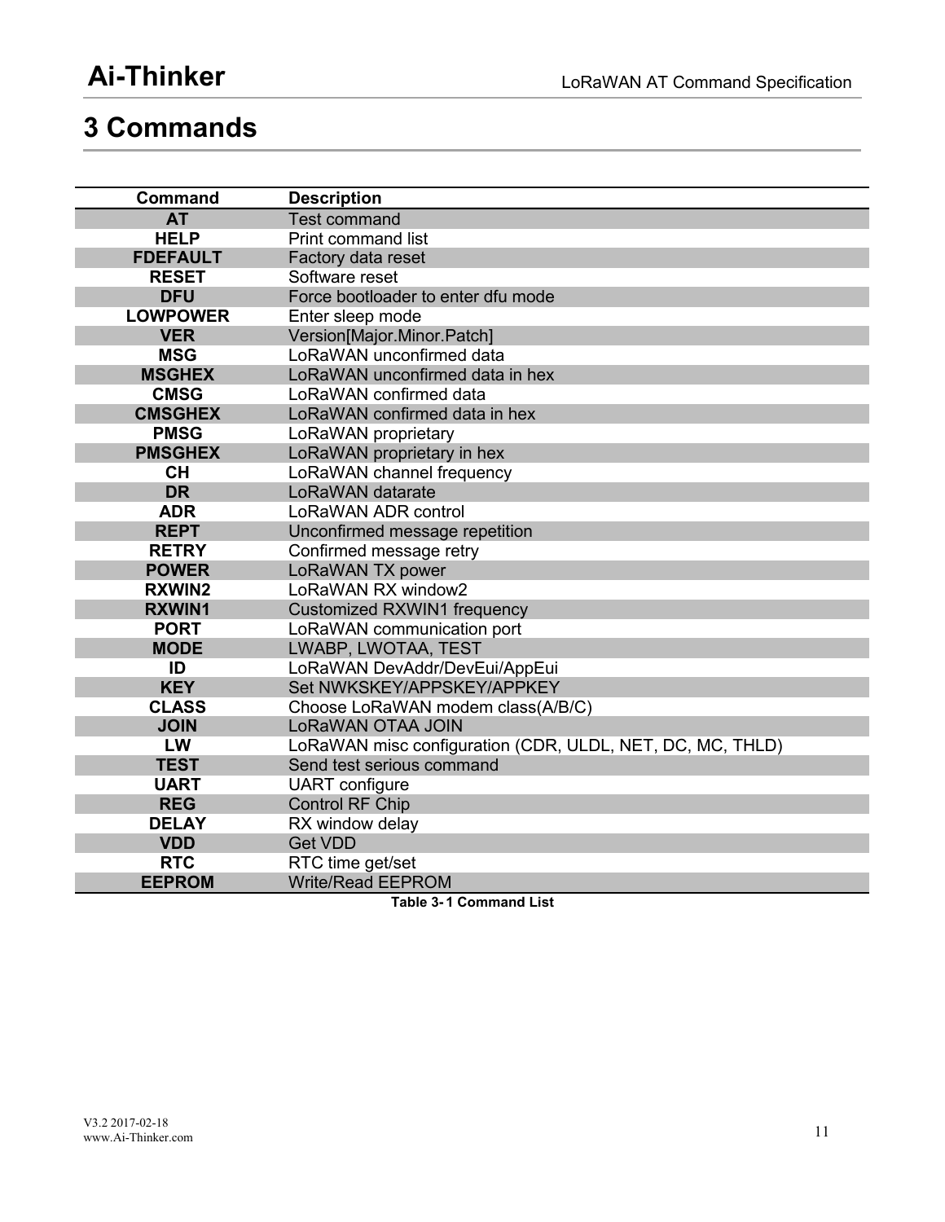# 3 Commands

| Command | Description |
| --- | --- |
| **AT** | Test command |
| **HELP** | Print command list |
| **FDEFAULT** | Factory data reset |
| **RESET** | Software reset |
| **DFU** | Force bootloader to enter dfu mode |
| **LOWPOWER** | Enter sleep mode |
| **VER** | Version[Major.Minor.Patch] |
| **MSG** | LoRaWAN unconfirmed data |
| **MSGHEX** | LoRaWAN unconfirmed data in hex |
| **CMSG** | LoRaWAN confirmed data |
| **CMSGHEX** | LoRaWAN confirmed data in hex |
| **PMSG** | LoRaWAN proprietary |
| **PMSGHEX** | LoRaWAN proprietary in hex |
| **CH** | LoRaWAN channel frequency |
| **DR** | LoRaWAN datarate |
| **ADR** | LoRaWAN ADR control |
| **REPT** | Unconfirmed message repetition |
| **RETRY** | Confirmed message retry |
| **POWER** | LoRaWAN TX power |
| **RXWIN2** | LoRaWAN RX window2 |
| **RXWIN1** | Customized RXWIN1 frequency |
| **PORT** | LoRaWAN communication port |
| **MODE** | LWABP, LWOTAA, TEST |
| **ID** | LoRaWAN DevAddr/DevEui/AppEui |
| **KEY** | Set NWKSKEY/APPSKEY/APPKEY |
| **CLASS** | Choose LoRaWAN modem class(A/B/C) |
| **JOIN** | LoRaWAN OTAA JOIN |
| **LW** | LoRaWAN misc configuration (CDR, ULDL, NET, DC, MC, THLD) |
| **TEST** | Send test serious command |
| **UART** | UART configure |
| **REG** | Control RF Chip |
| **DELAY** | RX window delay |
| **VDD** | Get VDD |
| **RTC** | RTC time get/set |
| **EEPROM** | Write/Read EEPROM |

**Table 3-1 Command List**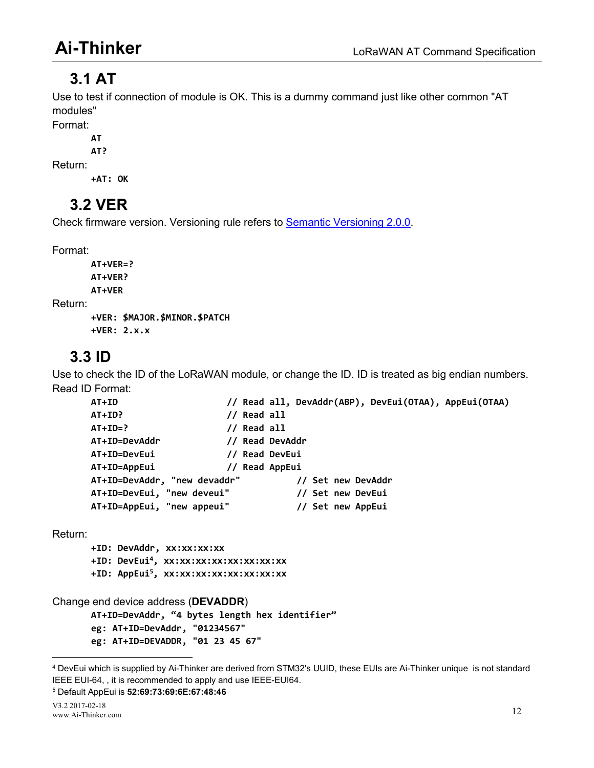## 3.1 AT

Use to test if connection of module is OK. This is a dummy command just like other common "AT modules"

Format:

```
AT
AT?
```

Return:

```
+AT: OK
```

## 3.2 VER

Check firmware version. Versioning rule refers to [Semantic Versioning 2.0.0](https://semver.org/).

Format:

```
AT+VER=?
AT+VER?
AT+VER
```

Return:

```
+VER: $MAJOR.$MINOR.$PATCH
+VER: 2.x.x
```

## 3.3 ID

Use to check the ID of the LoRaWAN module, or change the ID. ID is treated as big endian numbers.

Read ID Format:

```
AT+ID                      // Read all, DevAddr(ABP), DevEui(OTAA), AppEui(OTAA)
AT+ID?                     // Read all
AT+ID=?                    // Read all
AT+ID=DevAddr              // Read DevAddr
AT+ID=DevEui               // Read DevEui
AT+ID=AppEui               // Read AppEui
AT+ID=DevAddr, "new devaddr"          // Set new DevAddr
AT+ID=DevEui, "new deveui"            // Set new DevEui
AT+ID=AppEui, "new appeui"            // Set new AppEui
```

Return:

```
+ID: DevAddr, xx:xx:xx:xx
+ID: DevEui[4], xx:xx:xx:xx:xx:xx:xx:xx
+ID: AppEui[5], xx:xx:xx:xx:xx:xx:xx:xx
```

Change end device address (**DEVADDR**)

```
AT+ID=DevAddr, "4 bytes length hex identifier"
eg: AT+ID=DevAddr, "01234567"
eg: AT+ID=DEVADDR, "01 23 45 67"
```

---

[4] DevEui which is supplied by Ai-Thinker are derived from STM32's UUID, these EUIs are Ai-Thinker unique is not standard IEEE EUI-64, , it is recommended to apply and use IEEE-EUI64.

[5] Default AppEui is **52:69:73:69:6E:67:48:46**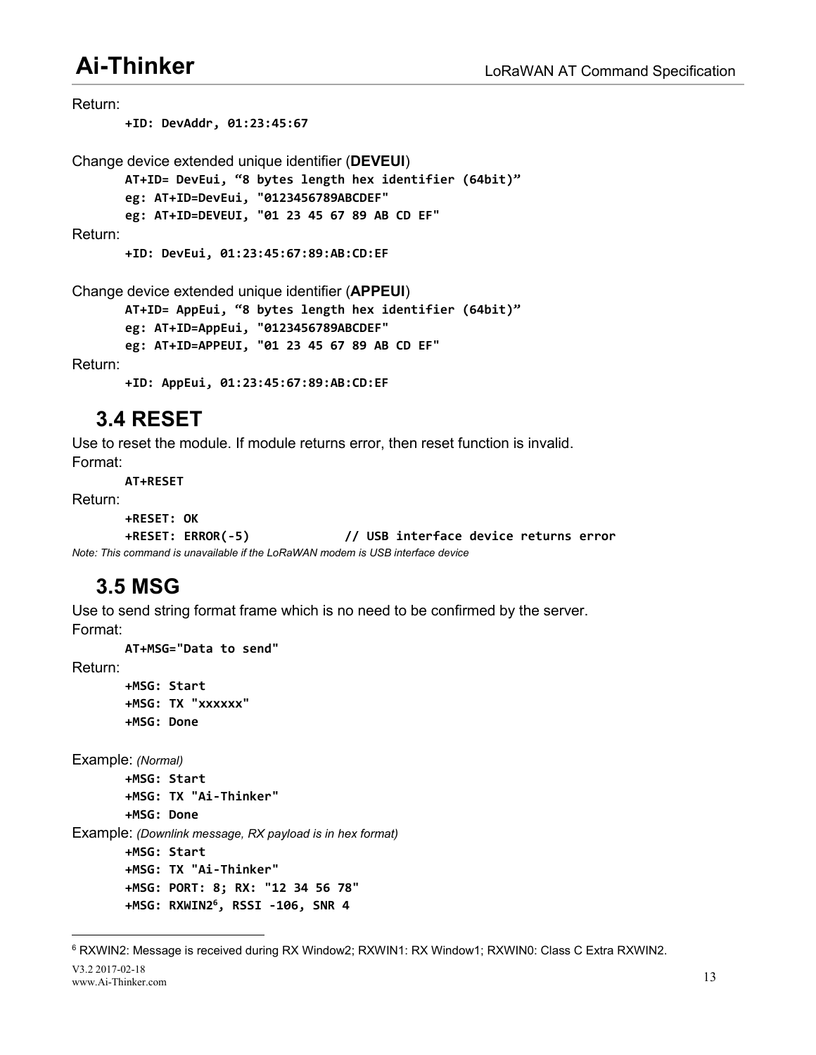Return:

```
+ID: DevAddr, 01:23:45:67
```

Change device extended unique identifier (**DEVEUI**)

```
AT+ID= DevEui, “8 bytes length hex identifier (64bit)”
eg: AT+ID=DevEui, "0123456789ABCDEF"
eg: AT+ID=DEVEUI, "01 23 45 67 89 AB CD EF"
```

Return:

```
+ID: DevEui, 01:23:45:67:89:AB:CD:EF
```

Change device extended unique identifier (**APPEUI**)

```
AT+ID= AppEui, “8 bytes length hex identifier (64bit)”
eg: AT+ID=AppEui, "0123456789ABCDEF"
eg: AT+ID=APPEUI, "01 23 45 67 89 AB CD EF"
```

Return:

```
+ID: AppEui, 01:23:45:67:89:AB:CD:EF
```

## 3.4 RESET

Use to reset the module. If module returns error, then reset function is invalid.

Format:

```
AT+RESET
```

Return:

```
+RESET: OK
+RESET: ERROR(-5)            // USB interface device returns error
```

*Note: This command is unavailable if the LoRaWAN modem is USB interface device*

## 3.5 MSG

Use to send string format frame which is no need to be confirmed by the server.

Format:

```
AT+MSG="Data to send"
```

Return:

```
+MSG: Start
+MSG: TX "xxxxxx"
+MSG: Done
```

Example: *(Normal)*

```
+MSG: Start
+MSG: TX "Ai-Thinker"
+MSG: Done
```

Example: *(Downlink message, RX payload is in hex format)*

```
+MSG: Start
+MSG: TX "Ai-Thinker"
+MSG: PORT: 8; RX: "12 34 56 78"
+MSG: RXWIN2[6], RSSI -106, SNR 4
```

[6] RXWIN2: Message is received during RX Window2; RXWIN1: RX Window1; RXWIN0: Class C Extra RXWIN2.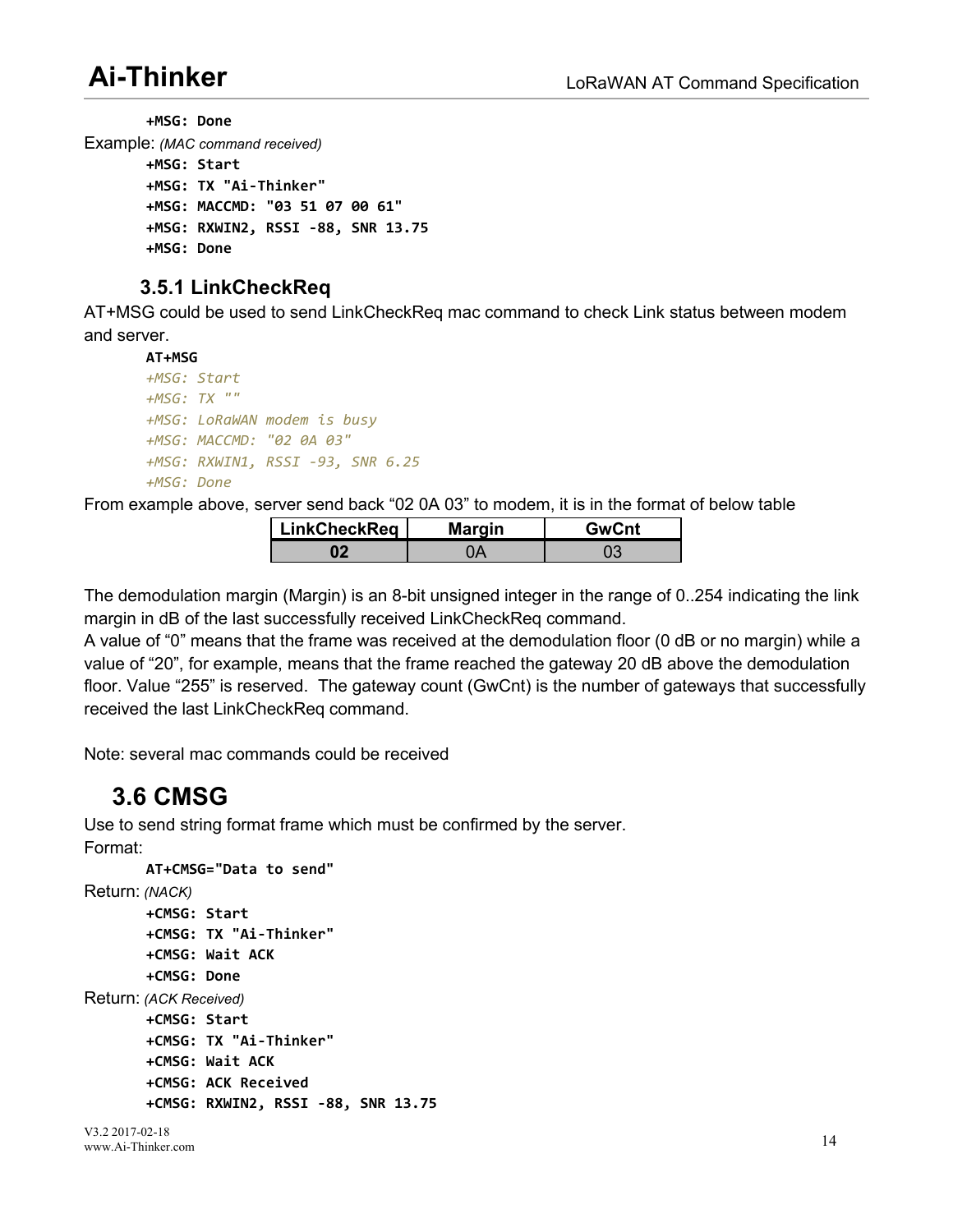```
+MSG: Done
```

Example: *(MAC command received)*

```
+MSG: Start
+MSG: TX "Ai-Thinker"
+MSG: MACCMD: "03 51 07 00 61"
+MSG: RXWIN2, RSSI -88, SNR 13.75
+MSG: Done
```

### 3.5.1 LinkCheckReq

AT+MSG could be used to send LinkCheckReq mac command to check Link status between modem and server.

```
AT+MSG
+MSG: Start
+MSG: TX ""
+MSG: LoRaWAN modem is busy
+MSG: MACCMD: "02 0A 03"
+MSG: RXWIN1, RSSI -93, SNR 6.25
+MSG: Done
```

From example above, server send back "02 0A 03" to modem, it is in the format of below table

| LinkCheckReq | Margin | GwCnt |
|---|---|---|
| **02** | 0A | 03 |

The demodulation margin (Margin) is an 8-bit unsigned integer in the range of 0..254 indicating the link margin in dB of the last successfully received LinkCheckReq command.
A value of "0" means that the frame was received at the demodulation floor (0 dB or no margin) while a value of "20", for example, means that the frame reached the gateway 20 dB above the demodulation floor. Value "255" is reserved. The gateway count (GwCnt) is the number of gateways that successfully received the last LinkCheckReq command.

Note: several mac commands could be received

## 3.6 CMSG

Use to send string format frame which must be confirmed by the server.

Format:

```
AT+CMSG="Data to send"
```

Return: *(NACK)*

```
+CMSG: Start
+CMSG: TX "Ai-Thinker"
+CMSG: Wait ACK
+CMSG: Done
```

Return: *(ACK Received)*

```
+CMSG: Start
+CMSG: TX "Ai-Thinker"
+CMSG: Wait ACK
+CMSG: ACK Received
+CMSG: RXWIN2, RSSI -88, SNR 13.75
```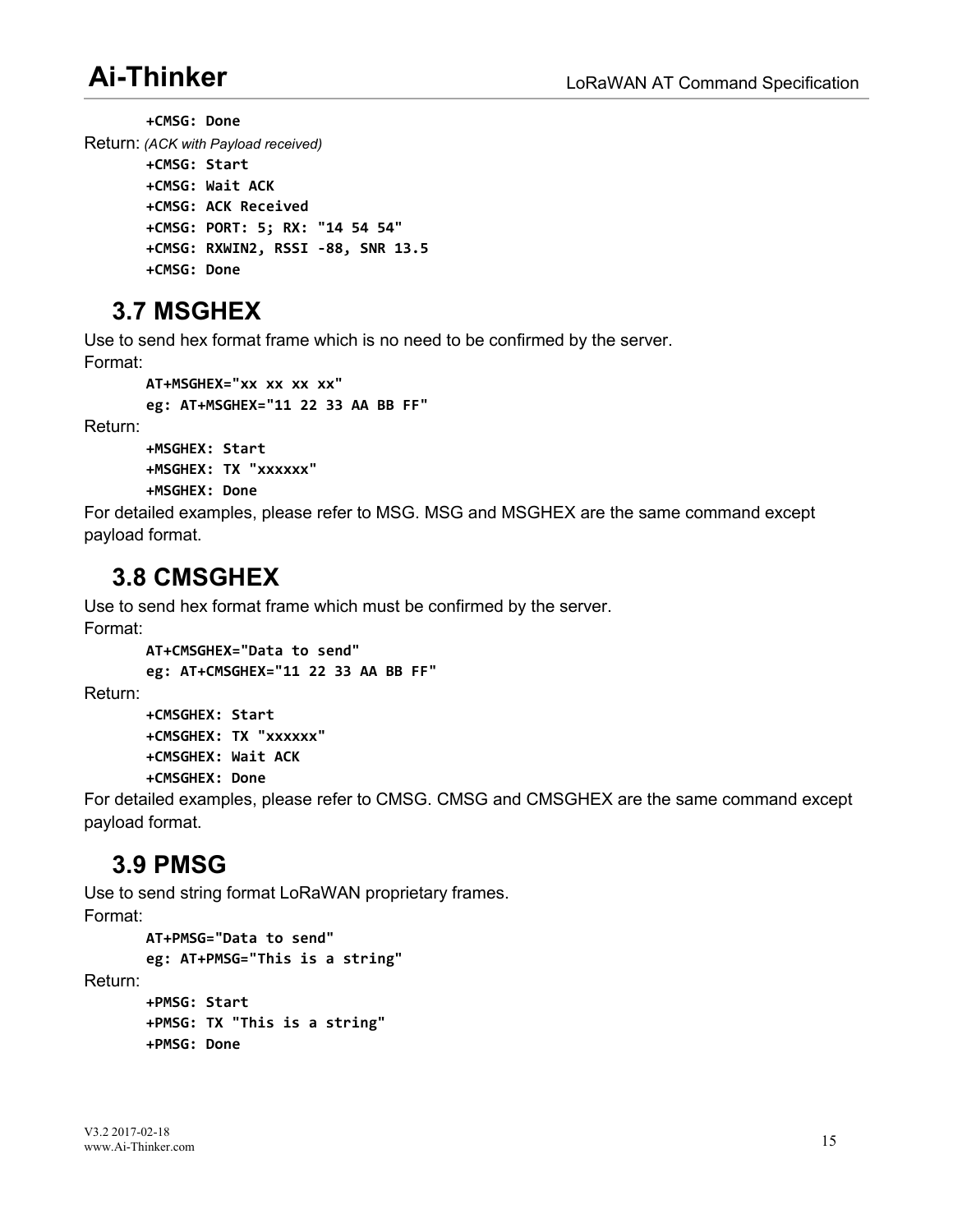```
+CMSG: Done
```

Return: *(ACK with Payload received)*

```
+CMSG: Start
+CMSG: Wait ACK
+CMSG: ACK Received
+CMSG: PORT: 5; RX: "14 54 54"
+CMSG: RXWIN2, RSSI -88, SNR 13.5
+CMSG: Done
```

## 3.7 MSGHEX

Use to send hex format frame which is no need to be confirmed by the server.

Format:

```
AT+MSGHEX="xx xx xx xx"
eg: AT+MSGHEX="11 22 33 AA BB FF"
```

Return:

```
+MSGHEX: Start
+MSGHEX: TX "xxxxxx"
+MSGHEX: Done
```

For detailed examples, please refer to MSG. MSG and MSGHEX are the same command except payload format.

## 3.8 CMSGHEX

Use to send hex format frame which must be confirmed by the server.

Format:

```
AT+CMSGHEX="Data to send"
eg: AT+CMSGHEX="11 22 33 AA BB FF"
```

Return:

```
+CMSGHEX: Start
+CMSGHEX: TX "xxxxxx"
+CMSGHEX: Wait ACK
+CMSGHEX: Done
```

For detailed examples, please refer to CMSG. CMSG and CMSGHEX are the same command except payload format.

## 3.9 PMSG

Use to send string format LoRaWAN proprietary frames.

Format:

```
AT+PMSG="Data to send"
eg: AT+PMSG="This is a string"
```

Return:

```
+PMSG: Start
+PMSG: TX "This is a string"
+PMSG: Done
```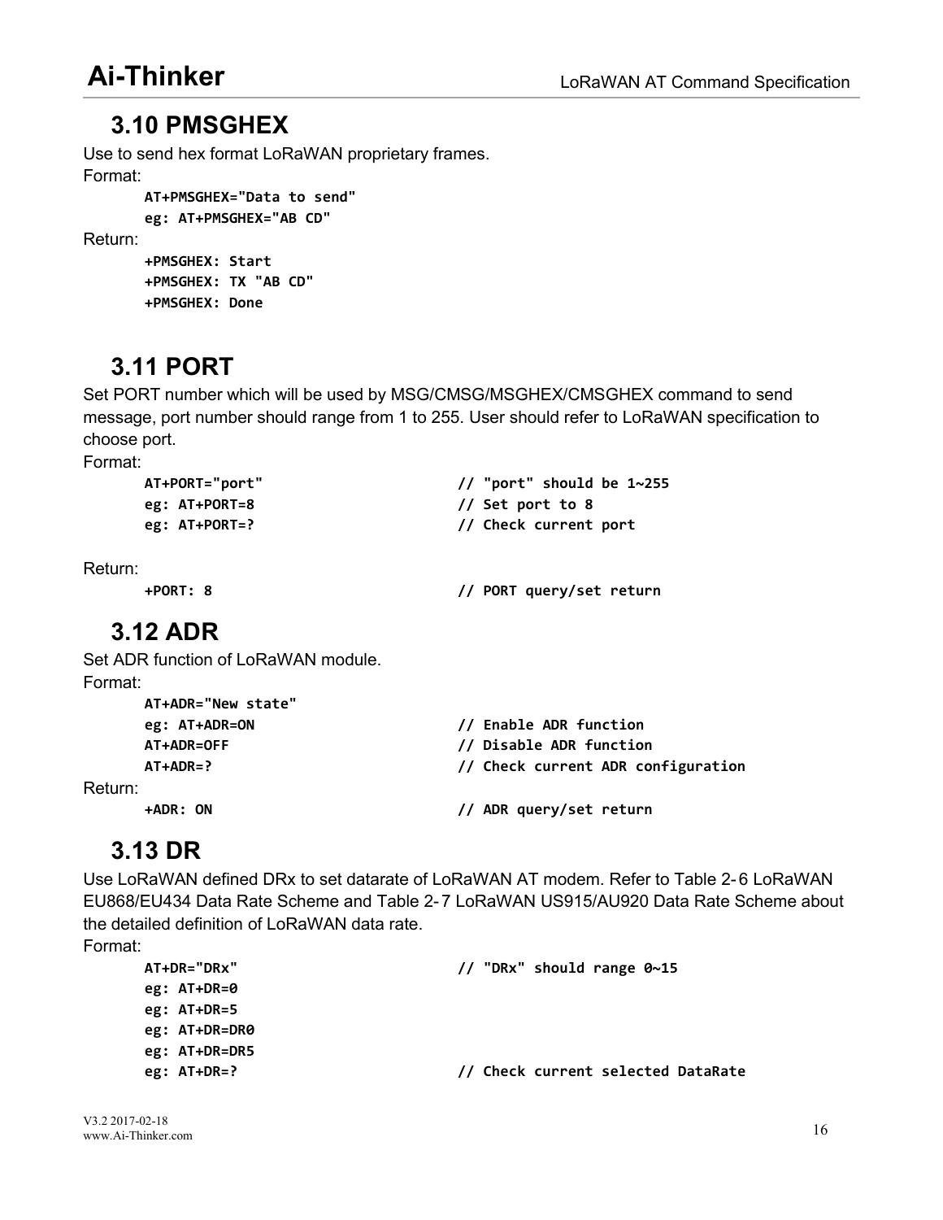## 3.10 PMSGHEX

Use to send hex format LoRaWAN proprietary frames.

Format:

```
AT+PMSGHEX="Data to send"
eg: AT+PMSGHEX="AB CD"
```

Return:

```
+PMSGHEX: Start
+PMSGHEX: TX "AB CD"
+PMSGHEX: Done
```

## 3.11 PORT

Set PORT number which will be used by MSG/CMSG/MSGHEX/CMSGHEX command to send message, port number should range from 1 to 255. User should refer to LoRaWAN specification to choose port.

Format:

```
AT+PORT="port"                      // "port" should be 1~255
eg: AT+PORT=8                       // Set port to 8
eg: AT+PORT=?                       // Check current port
```

Return:

```
+PORT: 8                            // PORT query/set return
```

## 3.12 ADR

Set ADR function of LoRaWAN module.

Format:

```
AT+ADR="New state"
eg: AT+ADR=ON                       // Enable ADR function
AT+ADR=OFF                          // Disable ADR function
AT+ADR=?                            // Check current ADR configuration
```

Return:

```
+ADR: ON                            // ADR query/set return
```

## 3.13 DR

Use LoRaWAN defined DRx to set datarate of LoRaWAN AT modem. Refer to Table 2- 6 LoRaWAN EU868/EU434 Data Rate Scheme and Table 2- 7 LoRaWAN US915/AU920 Data Rate Scheme about the detailed definition of LoRaWAN data rate.

Format:

```
AT+DR="DRx"                         // "DRx" should range 0~15
eg: AT+DR=0
eg: AT+DR=5
eg: AT+DR=DR0
eg: AT+DR=DR5
eg: AT+DR=?                         // Check current selected DataRate
```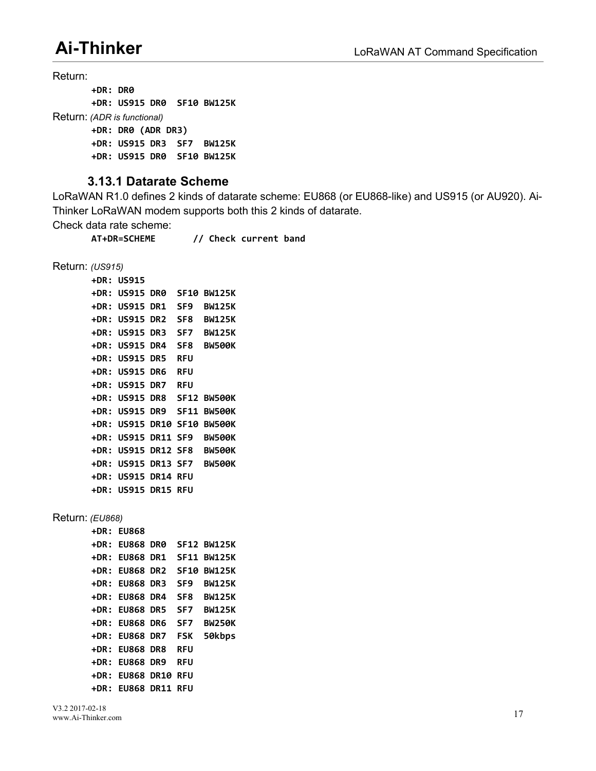Return:

```
+DR: DR0
+DR: US915 DR0  SF10 BW125K
```

Return: *(ADR is functional)*

```
+DR: DR0 (ADR DR3)
+DR: US915 DR3  SF7  BW125K
+DR: US915 DR0  SF10 BW125K
```

### 3.13.1 Datarate Scheme

LoRaWAN R1.0 defines 2 kinds of datarate scheme: EU868 (or EU868-like) and US915 (or AU920). Ai-Thinker LoRaWAN modem supports both this 2 kinds of datarate.

Check data rate scheme:

```
AT+DR=SCHEME       // Check current band
```

Return: *(US915)*

```
+DR: US915
+DR: US915 DR0  SF10 BW125K
+DR: US915 DR1  SF9  BW125K
+DR: US915 DR2  SF8  BW125K
+DR: US915 DR3  SF7  BW125K
+DR: US915 DR4  SF8  BW500K
+DR: US915 DR5  RFU
+DR: US915 DR6  RFU
+DR: US915 DR7  RFU
+DR: US915 DR8  SF12 BW500K
+DR: US915 DR9  SF11 BW500K
+DR: US915 DR10 SF10 BW500K
+DR: US915 DR11 SF9  BW500K
+DR: US915 DR12 SF8  BW500K
+DR: US915 DR13 SF7  BW500K
+DR: US915 DR14 RFU
+DR: US915 DR15 RFU
```

Return: *(EU868)*

```
+DR: EU868
+DR: EU868 DR0  SF12 BW125K
+DR: EU868 DR1  SF11 BW125K
+DR: EU868 DR2  SF10 BW125K
+DR: EU868 DR3  SF9  BW125K
+DR: EU868 DR4  SF8  BW125K
+DR: EU868 DR5  SF7  BW125K
+DR: EU868 DR6  SF7  BW250K
+DR: EU868 DR7  FSK  50kbps
+DR: EU868 DR8  RFU
+DR: EU868 DR9  RFU
+DR: EU868 DR10 RFU
+DR: EU868 DR11 RFU
```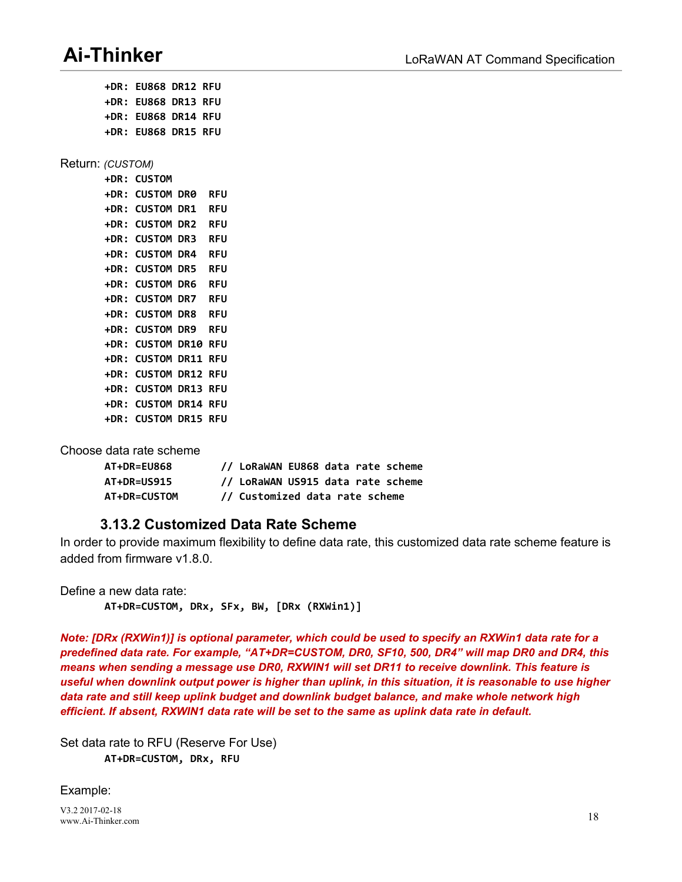```
+DR: EU868 DR12 RFU
+DR: EU868 DR13 RFU
+DR: EU868 DR14 RFU
+DR: EU868 DR15 RFU
```

Return: *(CUSTOM)*

```
+DR: CUSTOM
+DR: CUSTOM DR0  RFU
+DR: CUSTOM DR1  RFU
+DR: CUSTOM DR2  RFU
+DR: CUSTOM DR3  RFU
+DR: CUSTOM DR4  RFU
+DR: CUSTOM DR5  RFU
+DR: CUSTOM DR6  RFU
+DR: CUSTOM DR7  RFU
+DR: CUSTOM DR8  RFU
+DR: CUSTOM DR9  RFU
+DR: CUSTOM DR10 RFU
+DR: CUSTOM DR11 RFU
+DR: CUSTOM DR12 RFU
+DR: CUSTOM DR13 RFU
+DR: CUSTOM DR14 RFU
+DR: CUSTOM DR15 RFU
```

Choose data rate scheme

```
AT+DR=EU868       // LoRaWAN EU868 data rate scheme
AT+DR=US915       // LoRaWAN US915 data rate scheme
AT+DR=CUSTOM      // Customized data rate scheme
```

### 3.13.2 Customized Data Rate Scheme

In order to provide maximum flexibility to define data rate, this customized data rate scheme feature is added from firmware v1.8.0.

Define a new data rate:

```
AT+DR=CUSTOM, DRx, SFx, BW, [DRx (RXWin1)]
```

***Note: [DRx (RXWin1)] is optional parameter, which could be used to specify an RXWin1 data rate for a predefined data rate. For example, "AT+DR=CUSTOM, DR0, SF10, 500, DR4" will map DR0 and DR4, this means when sending a message use DR0, RXWIN1 will set DR11 to receive downlink. This feature is useful when downlink output power is higher than uplink, in this situation, it is reasonable to use higher data rate and still keep uplink budget and downlink budget balance, and make whole network high efficient. If absent, RXWIN1 data rate will be set to the same as uplink data rate in default.***

Set data rate to RFU (Reserve For Use)

```
AT+DR=CUSTOM, DRx, RFU
```

Example: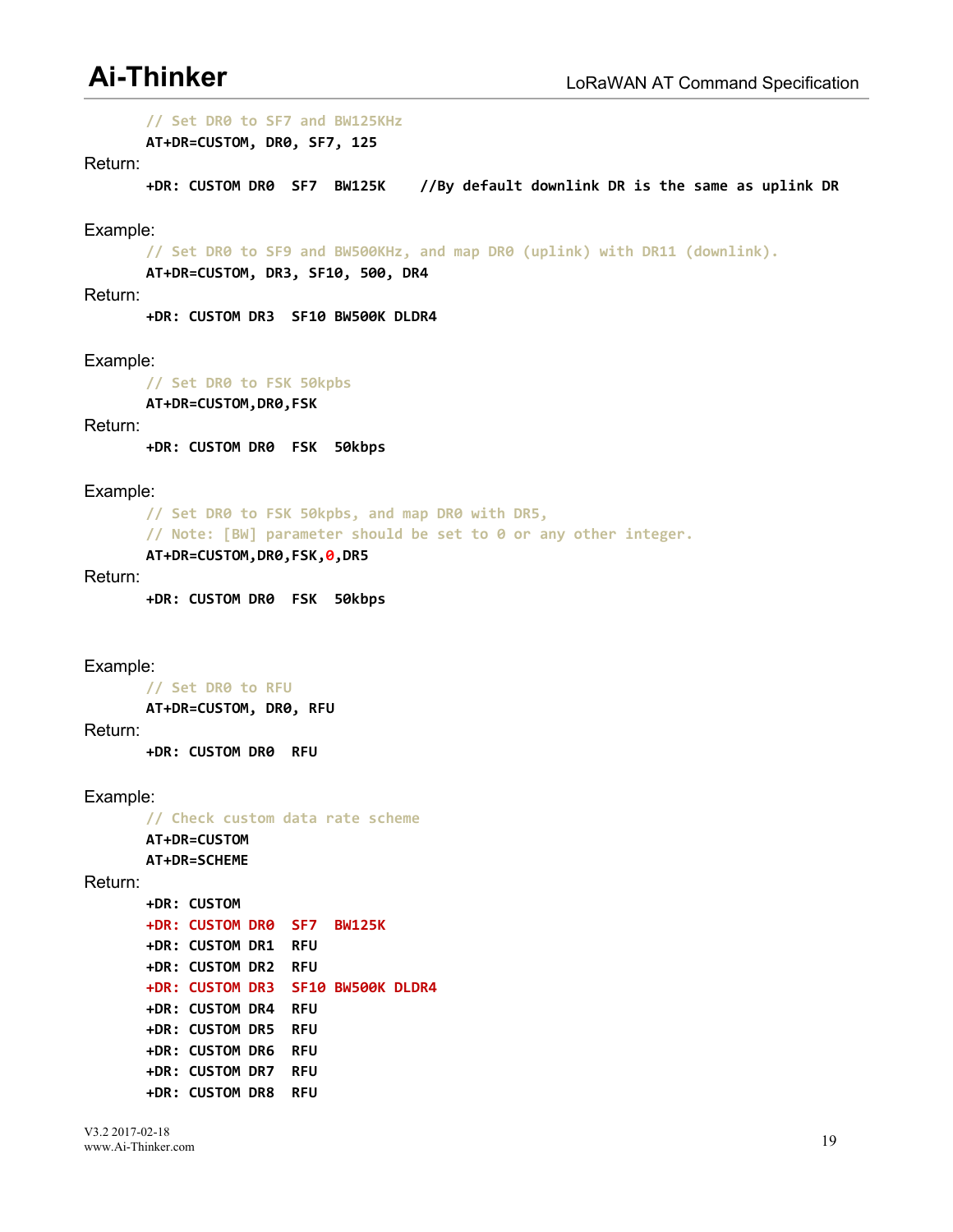```
// Set DR0 to SF7 and BW125KHz
AT+DR=CUSTOM, DR0, SF7, 125
```

Return:

```
+DR: CUSTOM DR0  SF7  BW125K    //By default downlink DR is the same as uplink DR
```

Example:

```
// Set DR0 to SF9 and BW500KHz, and map DR0 (uplink) with DR11 (downlink).
AT+DR=CUSTOM, DR3, SF10, 500, DR4
```

Return:

```
+DR: CUSTOM DR3  SF10 BW500K DLDR4
```

Example:

```
// Set DR0 to FSK 50kpbs
AT+DR=CUSTOM,DR0,FSK
```

Return:

```
+DR: CUSTOM DR0  FSK  50kbps
```

Example:

```
// Set DR0 to FSK 50kpbs, and map DR0 with DR5,
// Note: [BW] parameter should be set to 0 or any other integer.
AT+DR=CUSTOM,DR0,FSK,0,DR5
```

Return:

```
+DR: CUSTOM DR0  FSK  50kbps
```

Example:

```
// Set DR0 to RFU
AT+DR=CUSTOM, DR0, RFU
```

Return:

```
+DR: CUSTOM DR0  RFU
```

Example:

```
// Check custom data rate scheme
AT+DR=CUSTOM
AT+DR=SCHEME
```

Return:

```
+DR: CUSTOM
+DR: CUSTOM DR0  SF7  BW125K
+DR: CUSTOM DR1  RFU
+DR: CUSTOM DR2  RFU
+DR: CUSTOM DR3  SF10 BW500K DLDR4
+DR: CUSTOM DR4  RFU
+DR: CUSTOM DR5  RFU
+DR: CUSTOM DR6  RFU
+DR: CUSTOM DR7  RFU
+DR: CUSTOM DR8  RFU
```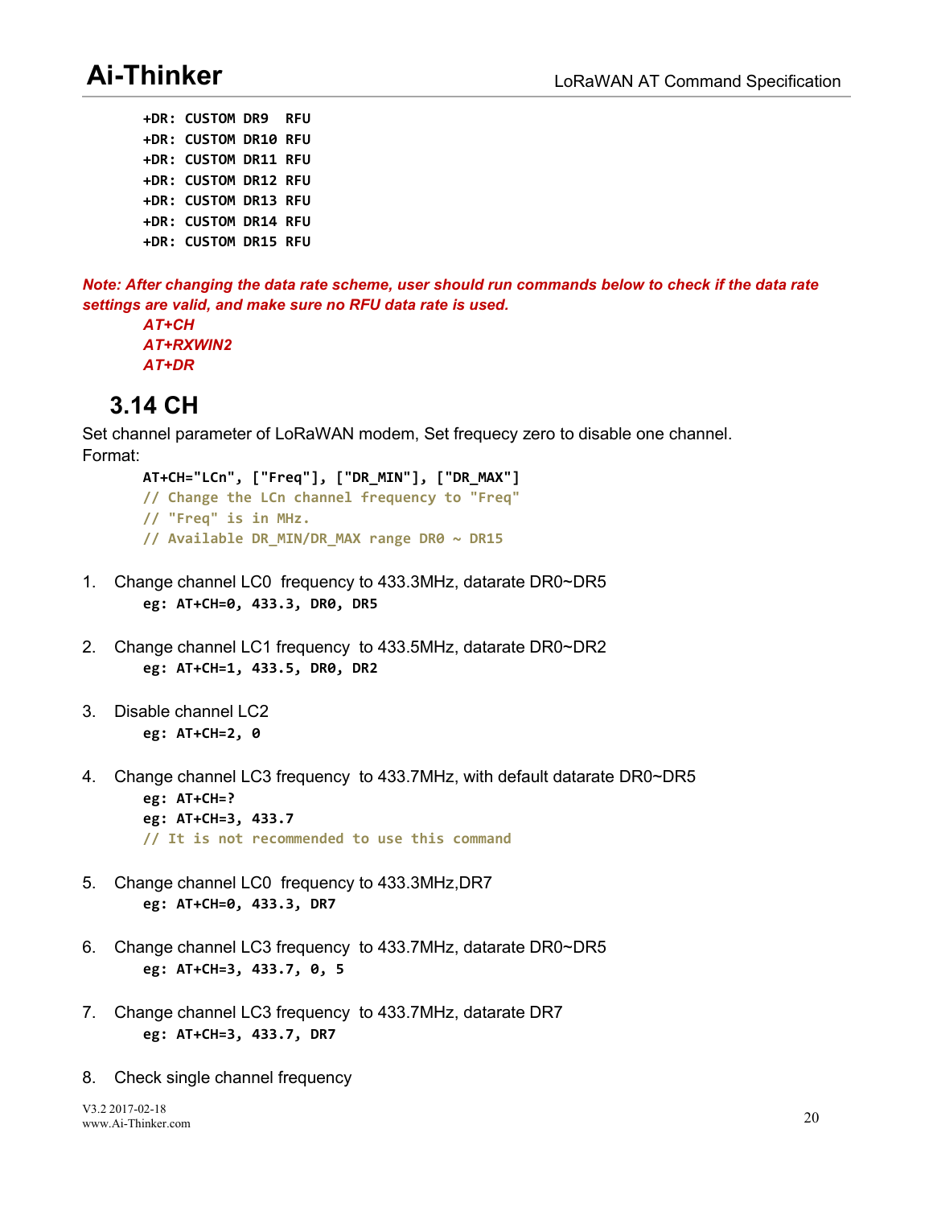```
+DR: CUSTOM DR9  RFU
+DR: CUSTOM DR10 RFU
+DR: CUSTOM DR11 RFU
+DR: CUSTOM DR12 RFU
+DR: CUSTOM DR13 RFU
+DR: CUSTOM DR14 RFU
+DR: CUSTOM DR15 RFU
```

***Note: After changing the data rate scheme, user should run commands below to check if the data rate settings are valid, and make sure no RFU data rate is used.***

*AT+CH*
*AT+RXWIN2*
*AT+DR*

## 3.14 CH

Set channel parameter of LoRaWAN modem, Set frequecy zero to disable one channel.
Format:

```
AT+CH="LCn", ["Freq"], ["DR_MIN"], ["DR_MAX"]
// Change the LCn channel frequency to "Freq"
// "Freq" is in MHz.
// Available DR_MIN/DR_MAX range DR0 ~ DR15
```

1. Change channel LC0 frequency to 433.3MHz, datarate DR0~DR5

```
eg: AT+CH=0, 433.3, DR0, DR5
```

2. Change channel LC1 frequency to 433.5MHz, datarate DR0~DR2

```
eg: AT+CH=1, 433.5, DR0, DR2
```

3. Disable channel LC2

```
eg: AT+CH=2, 0
```

4. Change channel LC3 frequency to 433.7MHz, with default datarate DR0~DR5

```
eg: AT+CH=?
eg: AT+CH=3, 433.7
// It is not recommended to use this command
```

5. Change channel LC0 frequency to 433.3MHz,DR7

```
eg: AT+CH=0, 433.3, DR7
```

6. Change channel LC3 frequency to 433.7MHz, datarate DR0~DR5

```
eg: AT+CH=3, 433.7, 0, 5
```

7. Change channel LC3 frequency to 433.7MHz, datarate DR7

```
eg: AT+CH=3, 433.7, DR7
```

8. Check single channel frequency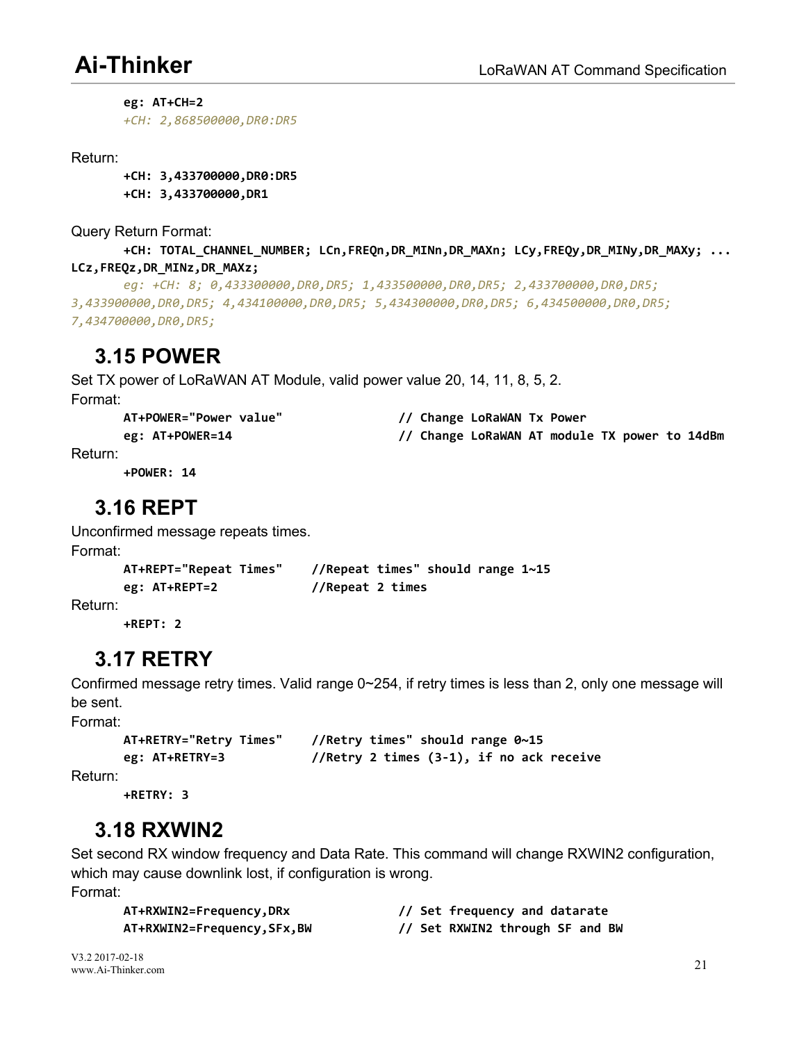```
eg: AT+CH=2
+CH: 2,868500000,DR0:DR5
```

Return:

```
+CH: 3,433700000,DR0:DR5
+CH: 3,433700000,DR1
```

Query Return Format:

```
+CH: TOTAL_CHANNEL_NUMBER; LCn,FREQn,DR_MINn,DR_MAXn; LCy,FREQy,DR_MINy,DR_MAXy; ... LCz,FREQz,DR_MINz,DR_MAXz;
eg: +CH: 8; 0,433300000,DR0,DR5; 1,433500000,DR0,DR5; 2,433700000,DR0,DR5; 3,433900000,DR0,DR5; 4,434100000,DR0,DR5; 5,434300000,DR0,DR5; 6,434500000,DR0,DR5; 7,434700000,DR0,DR5;
```

## 3.15 POWER

Set TX power of LoRaWAN AT Module, valid power value 20, 14, 11, 8, 5, 2.

Format:

```
AT+POWER="Power value"              // Change LoRaWAN Tx Power
eg: AT+POWER=14                     // Change LoRaWAN AT module TX power to 14dBm
```

Return:

```
+POWER: 14
```

## 3.16 REPT

Unconfirmed message repeats times.

Format:

```
AT+REPT="Repeat Times"    //Repeat times" should range 1~15
eg: AT+REPT=2             //Repeat 2 times
```

Return:

```
+REPT: 2
```

## 3.17 RETRY

Confirmed message retry times. Valid range 0~254, if retry times is less than 2, only one message will be sent.

Format:

```
AT+RETRY="Retry Times"    //Retry times" should range 0~15
eg: AT+RETRY=3            //Retry 2 times (3-1), if no ack receive
```

Return:

```
+RETRY: 3
```

## 3.18 RXWIN2

Set second RX window frequency and Data Rate. This command will change RXWIN2 configuration, which may cause downlink lost, if configuration is wrong.

Format:

```
AT+RXWIN2=Frequency,DRx             // Set frequency and datarate
AT+RXWIN2=Frequency,SFx,BW          // Set RXWIN2 through SF and BW
```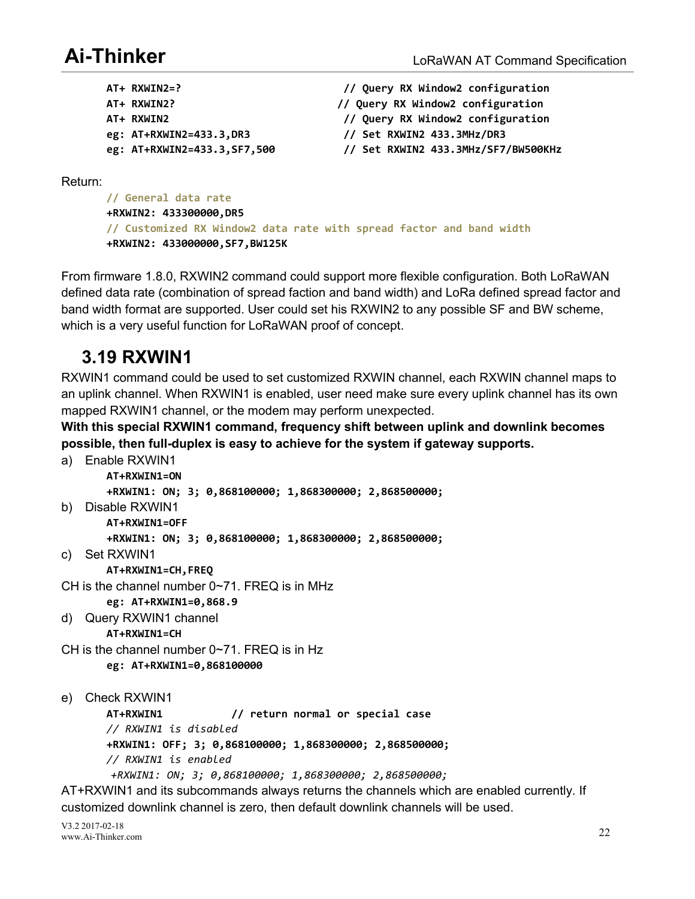```
AT+ RXWIN2=?                        // Query RX Window2 configuration
AT+ RXWIN2?                        // Query RX Window2 configuration
AT+ RXWIN2                          // Query RX Window2 configuration
eg: AT+RXWIN2=433.3,DR3             // Set RXWIN2 433.3MHz/DR3
eg: AT+RXWIN2=433.3,SF7,500         // Set RXWIN2 433.3MHz/SF7/BW500KHz
```

Return:

```
// General data rate
+RXWIN2: 433300000,DR5
// Customized RX Window2 data rate with spread factor and band width
+RXWIN2: 433000000,SF7,BW125K
```

From firmware 1.8.0, RXWIN2 command could support more flexible configuration. Both LoRaWAN defined data rate (combination of spread faction and band width) and LoRa defined spread factor and band width format are supported. User could set his RXWIN2 to any possible SF and BW scheme, which is a very useful function for LoRaWAN proof of concept.

## 3.19 RXWIN1

RXWIN1 command could be used to set customized RXWIN channel, each RXWIN channel maps to an uplink channel. When RXWIN1 is enabled, user need make sure every uplink channel has its own mapped RXWIN1 channel, or the modem may perform unexpected.

**With this special RXWIN1 command, frequency shift between uplink and downlink becomes possible, then full-duplex is easy to achieve for the system if gateway supports.**

a) Enable RXWIN1

```
AT+RXWIN1=ON
+RXWIN1: ON; 3; 0,868100000; 1,868300000; 2,868500000;
```

b) Disable RXWIN1

```
AT+RXWIN1=OFF
+RXWIN1: ON; 3; 0,868100000; 1,868300000; 2,868500000;
```

c) Set RXWIN1

```
AT+RXWIN1=CH,FREQ
```

CH is the channel number 0~71. FREQ is in MHz

```
eg: AT+RXWIN1=0,868.9
```

d) Query RXWIN1 channel

```
AT+RXWIN1=CH
```

CH is the channel number 0~71. FREQ is in Hz

```
eg: AT+RXWIN1=0,868100000
```

e) Check RXWIN1

```
AT+RXWIN1           // return normal or special case
// RXWIN1 is disabled
+RXWIN1: OFF; 3; 0,868100000; 1,868300000; 2,868500000;
// RXWIN1 is enabled
 +RXWIN1: ON; 3; 0,868100000; 1,868300000; 2,868500000;
```

AT+RXWIN1 and its subcommands always returns the channels which are enabled currently. If customized downlink channel is zero, then default downlink channels will be used.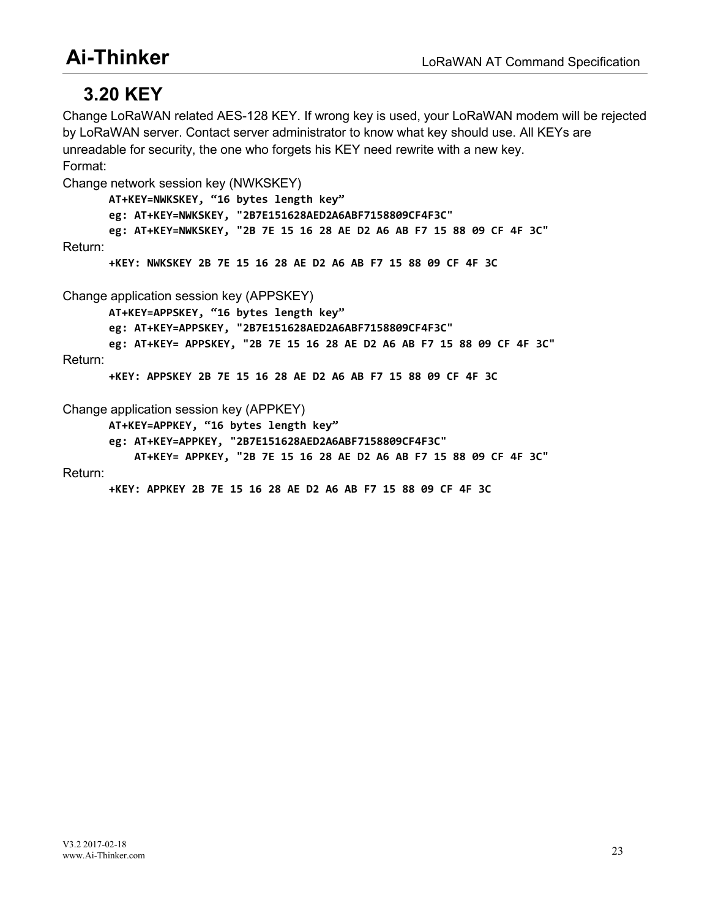## 3.20 KEY

Change LoRaWAN related AES-128 KEY. If wrong key is used, your LoRaWAN modem will be rejected by LoRaWAN server. Contact server administrator to know what key should use. All KEYs are unreadable for security, the one who forgets his KEY need rewrite with a new key.

Format:

Change network session key (NWKSKEY)

```
AT+KEY=NWKSKEY, “16 bytes length key”
eg: AT+KEY=NWKSKEY, "2B7E151628AED2A6ABF7158809CF4F3C"
eg: AT+KEY=NWKSKEY, "2B 7E 15 16 28 AE D2 A6 AB F7 15 88 09 CF 4F 3C"
```

Return:

```
+KEY: NWKSKEY 2B 7E 15 16 28 AE D2 A6 AB F7 15 88 09 CF 4F 3C
```

Change application session key (APPSKEY)

```
AT+KEY=APPSKEY, “16 bytes length key”
eg: AT+KEY=APPSKEY, "2B7E151628AED2A6ABF7158809CF4F3C"
eg: AT+KEY= APPSKEY, "2B 7E 15 16 28 AE D2 A6 AB F7 15 88 09 CF 4F 3C"
```

Return:

```
+KEY: APPSKEY 2B 7E 15 16 28 AE D2 A6 AB F7 15 88 09 CF 4F 3C
```

Change application session key (APPKEY)

```
AT+KEY=APPKEY, “16 bytes length key”
eg: AT+KEY=APPKEY, "2B7E151628AED2A6ABF7158809CF4F3C"
    AT+KEY= APPKEY, "2B 7E 15 16 28 AE D2 A6 AB F7 15 88 09 CF 4F 3C"
```

Return:

```
+KEY: APPKEY 2B 7E 15 16 28 AE D2 A6 AB F7 15 88 09 CF 4F 3C
```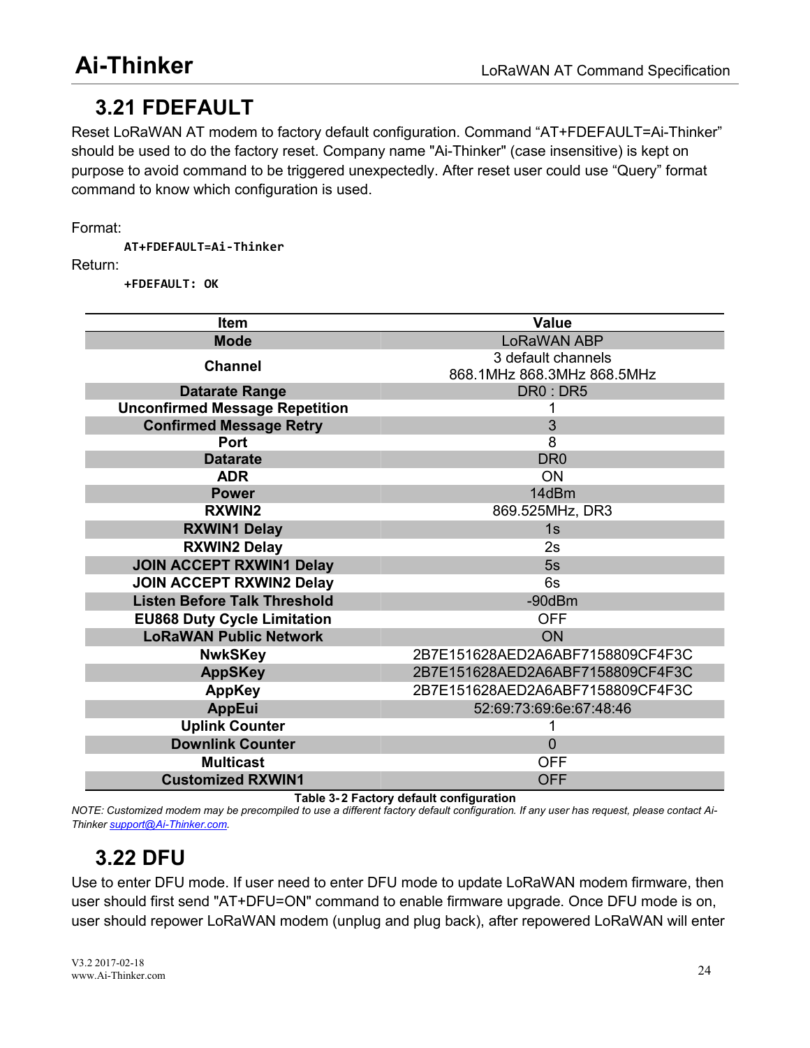## 3.21 FDEFAULT

Reset LoRaWAN AT modem to factory default configuration. Command “AT+FDEFAULT=Ai-Thinker” should be used to do the factory reset. Company name "Ai-Thinker" (case insensitive) is kept on purpose to avoid command to be triggered unexpectedly. After reset user could use “Query” format command to know which configuration is used.

Format:

```
AT+FDEFAULT=Ai-Thinker
```

Return:

```
+FDEFAULT: OK
```

| Item | Value |
|---|---|
| Mode | LoRaWAN ABP |
| Channel | 3 default channels<br>868.1MHz 868.3MHz 868.5MHz |
| Datarate Range | DR0 : DR5 |
| Unconfirmed Message Repetition | 1 |
| Confirmed Message Retry | 3 |
| Port | 8 |
| Datarate | DR0 |
| ADR | ON |
| Power | 14dBm |
| RXWIN2 | 869.525MHz, DR3 |
| RXWIN1 Delay | 1s |
| RXWIN2 Delay | 2s |
| JOIN ACCEPT RXWIN1 Delay | 5s |
| JOIN ACCEPT RXWIN2 Delay | 6s |
| Listen Before Talk Threshold | -90dBm |
| EU868 Duty Cycle Limitation | OFF |
| LoRaWAN Public Network | ON |
| NwkSKey | 2B7E151628AED2A6ABF7158809CF4F3C |
| AppSKey | 2B7E151628AED2A6ABF7158809CF4F3C |
| AppKey | 2B7E151628AED2A6ABF7158809CF4F3C |
| AppEui | 52:69:73:69:6e:67:48:46 |
| Uplink Counter | 1 |
| Downlink Counter | 0 |
| Multicast | OFF |
| Customized RXWIN1 | OFF |

**Table 3-2 Factory default configuration**

*NOTE: Customized modem may be precompiled to use a different factory default configuration. If any user has request, please contact Ai-Thinker support@Ai-Thinker.com.*

## 3.22 DFU

Use to enter DFU mode. If user need to enter DFU mode to update LoRaWAN modem firmware, then user should first send "AT+DFU=ON" command to enable firmware upgrade. Once DFU mode is on, user should repower LoRaWAN modem (unplug and plug back), after repowered LoRaWAN will enter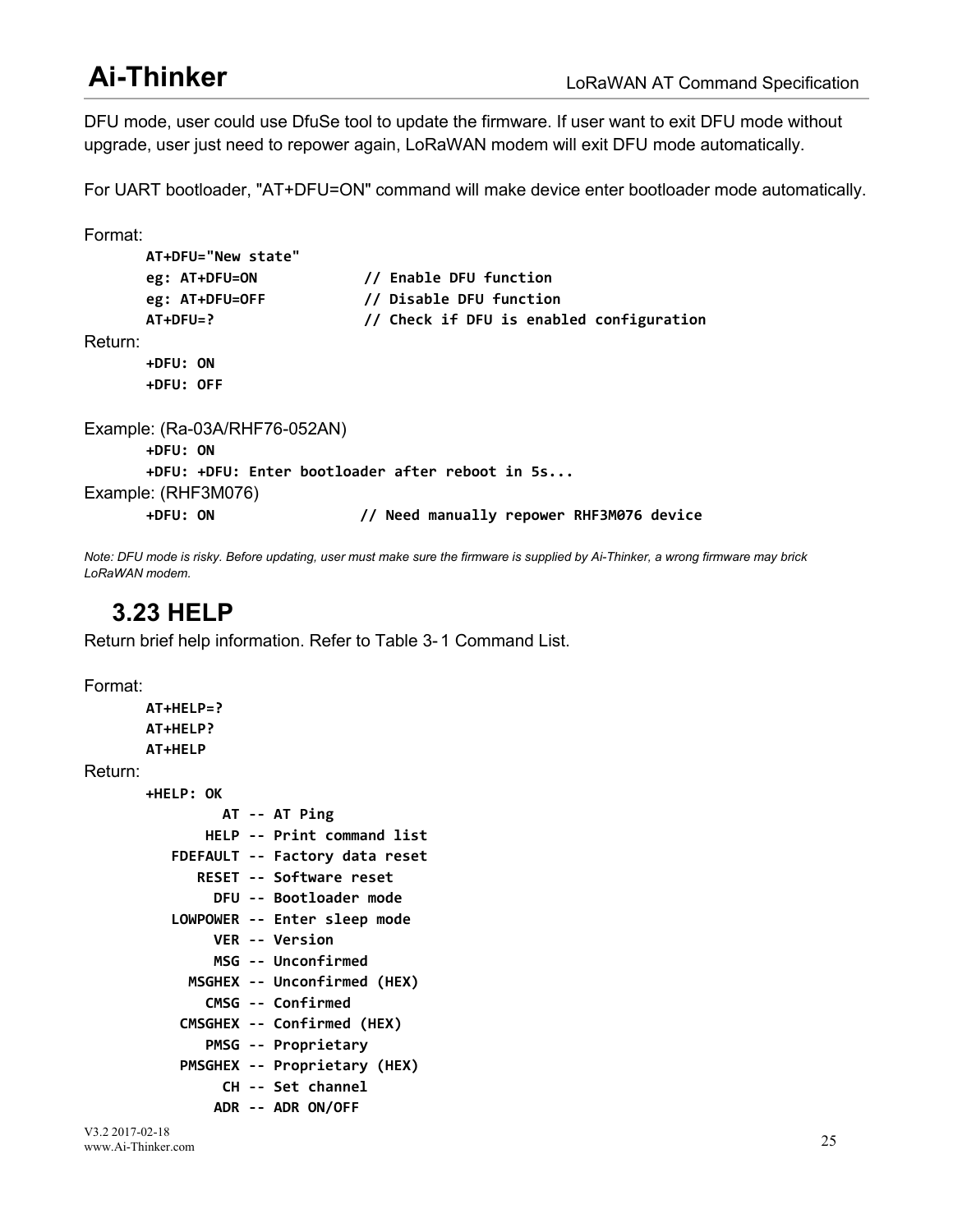DFU mode, user could use DfuSe tool to update the firmware. If user want to exit DFU mode without upgrade, user just need to repower again, LoRaWAN modem will exit DFU mode automatically.

For UART bootloader, "AT+DFU=ON" command will make device enter bootloader mode automatically.

Format:

```
AT+DFU="New state"
eg: AT+DFU=ON            // Enable DFU function
eg: AT+DFU=OFF           // Disable DFU function
AT+DFU=?                 // Check if DFU is enabled configuration
```

Return:

```
+DFU: ON
+DFU: OFF
```

Example: (Ra-03A/RHF76-052AN)

```
+DFU: ON
+DFU: +DFU: Enter bootloader after reboot in 5s...
```

Example: (RHF3M076)

```
+DFU: ON                // Need manually repower RHF3M076 device
```

*Note: DFU mode is risky. Before updating, user must make sure the firmware is supplied by Ai-Thinker, a wrong firmware may brick LoRaWAN modem.*

## 3.23 HELP

Return brief help information. Refer to Table 3-1 Command List.

Format:

```
AT+HELP=?
AT+HELP?
AT+HELP
```

Return:

```
+HELP: OK
         AT -- AT Ping
       HELP -- Print command list
   FDEFAULT -- Factory data reset
      RESET -- Software reset
        DFU -- Bootloader mode
   LOWPOWER -- Enter sleep mode
        VER -- Version
        MSG -- Unconfirmed
     MSGHEX -- Unconfirmed (HEX)
       CMSG -- Confirmed
    CMSGHEX -- Confirmed (HEX)
       PMSG -- Proprietary
    PMSGHEX -- Proprietary (HEX)
         CH -- Set channel
        ADR -- ADR ON/OFF
```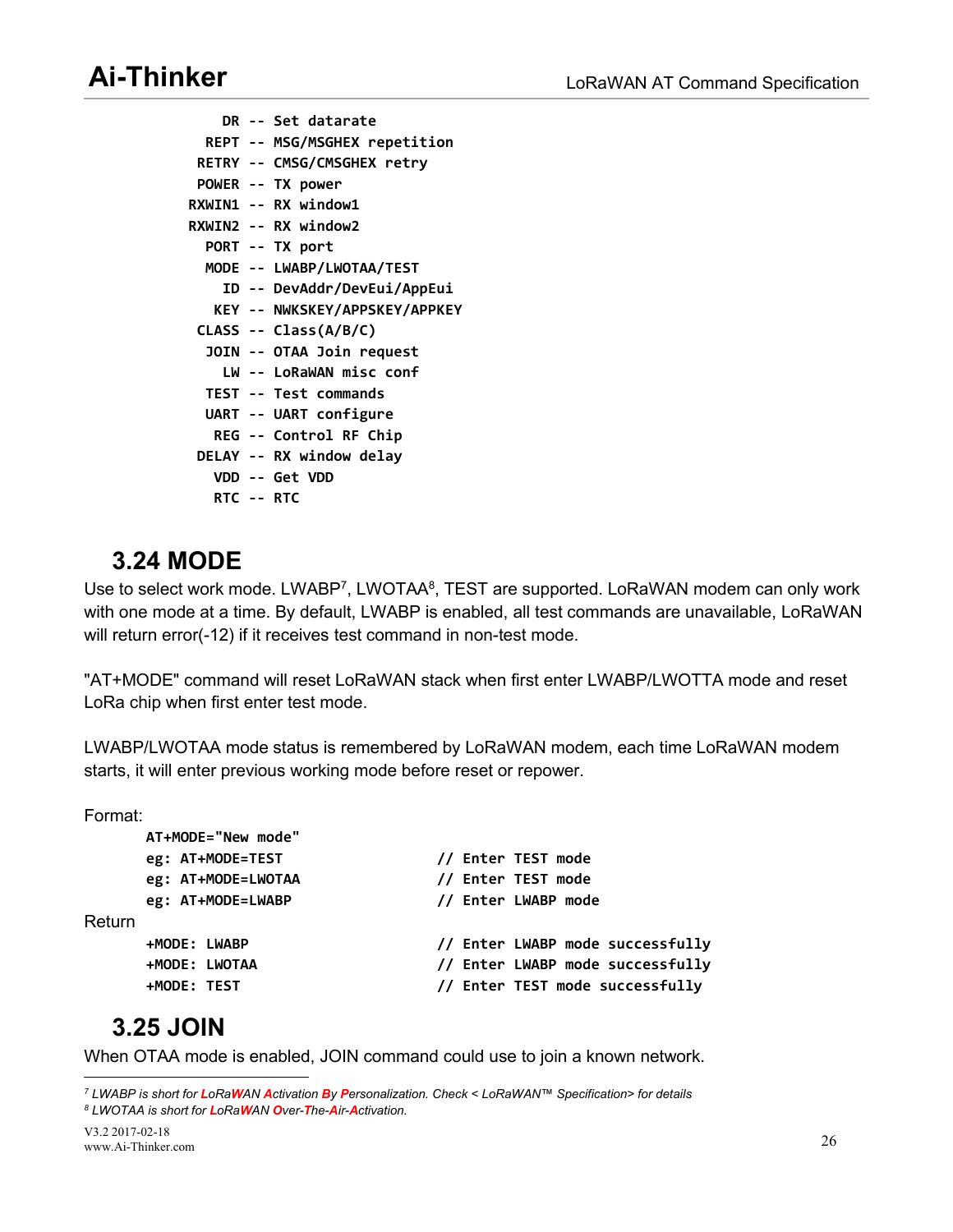```
     DR -- Set datarate
   REPT -- MSG/MSGHEX repetition
  RETRY -- CMSG/CMSGHEX retry
  POWER -- TX power
 RXWIN1 -- RX window1
 RXWIN2 -- RX window2
   PORT -- TX port
   MODE -- LWABP/LWOTAA/TEST
     ID -- DevAddr/DevEui/AppEui
    KEY -- NWKSKEY/APPSKEY/APPKEY
  CLASS -- Class(A/B/C)
   JOIN -- OTAA Join request
     LW -- LoRaWAN misc conf
   TEST -- Test commands
   UART -- UART configure
    REG -- Control RF Chip
  DELAY -- RX window delay
    VDD -- Get VDD
    RTC -- RTC
```

## 3.24 MODE

Use to select work mode. LWABP[7], LWOTAA[8], TEST are supported. LoRaWAN modem can only work with one mode at a time. By default, LWABP is enabled, all test commands are unavailable, LoRaWAN will return error(-12) if it receives test command in non-test mode.

"AT+MODE" command will reset LoRaWAN stack when first enter LWABP/LWOTTA mode and reset LoRa chip when first enter test mode.

LWABP/LWOTAA mode status is remembered by LoRaWAN modem, each time LoRaWAN modem starts, it will enter previous working mode before reset or repower.

Format:

```
AT+MODE="New mode"
eg: AT+MODE=TEST                  // Enter TEST mode
eg: AT+MODE=LWOTAA                // Enter TEST mode
eg: AT+MODE=LWABP                 // Enter LWABP mode
```

Return

```
+MODE: LWABP                      // Enter LWABP mode successfully
+MODE: LWOTAA                     // Enter LWABP mode successfully
+MODE: TEST                       // Enter TEST mode successfully
```

## 3.25 JOIN

When OTAA mode is enabled, JOIN command could use to join a known network.

---

[7] *LWABP is short for LoRaWAN Activation By Personalization. Check < LoRaWAN™ Specification> for details*

[8] *LWOTAA is short for LoRaWAN Over-The-Air-Activation.*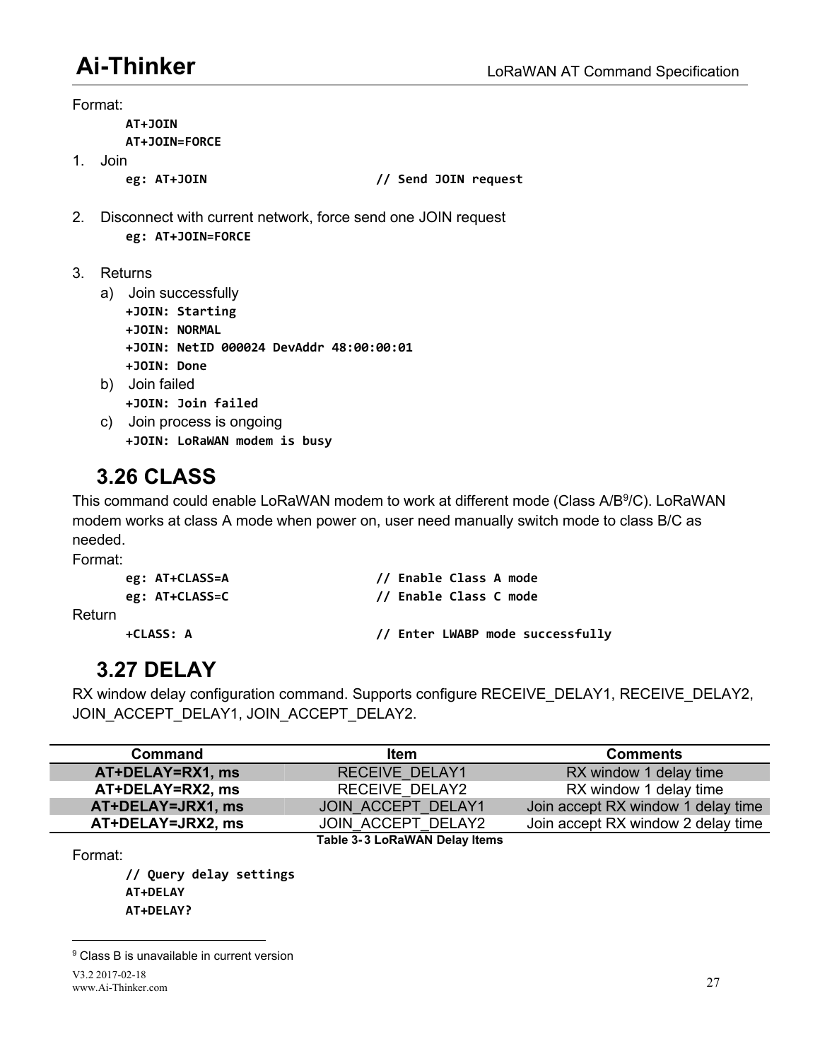Format:

```
AT+JOIN
AT+JOIN=FORCE
```

1. Join

```
eg: AT+JOIN                    // Send JOIN request
```

2. Disconnect with current network, force send one JOIN request

```
eg: AT+JOIN=FORCE
```

3. Returns
   a) Join successfully

   ```
   +JOIN: Starting
   +JOIN: NORMAL
   +JOIN: NetID 000024 DevAddr 48:00:00:01
   +JOIN: Done
   ```

   b) Join failed

   ```
   +JOIN: Join failed
   ```

   c) Join process is ongoing

   ```
   +JOIN: LoRaWAN modem is busy
   ```

## 3.26 CLASS

This command could enable LoRaWAN modem to work at different mode (Class A/B[9]/C). LoRaWAN modem works at class A mode when power on, user need manually switch mode to class B/C as needed.

Format:

```
eg: AT+CLASS=A                 // Enable Class A mode
eg: AT+CLASS=C                 // Enable Class C mode
```

Return

```
+CLASS: A                      // Enter LWABP mode successfully
```

## 3.27 DELAY

RX window delay configuration command. Supports configure RECEIVE_DELAY1, RECEIVE_DELAY2, JOIN_ACCEPT_DELAY1, JOIN_ACCEPT_DELAY2.

| Command | Item | Comments |
|---|---|---|
| **AT+DELAY=RX1, ms** | RECEIVE_DELAY1 | RX window 1 delay time |
| **AT+DELAY=RX2, ms** | RECEIVE_DELAY2 | RX window 1 delay time |
| **AT+DELAY=JRX1, ms** | JOIN_ACCEPT_DELAY1 | Join accept RX window 1 delay time |
| **AT+DELAY=JRX2, ms** | JOIN_ACCEPT_DELAY2 | Join accept RX window 2 delay time |

**Table 3-3 LoRaWAN Delay Items**

Format:

```
// Query delay settings
AT+DELAY
AT+DELAY?
```

[9] Class B is unavailable in current version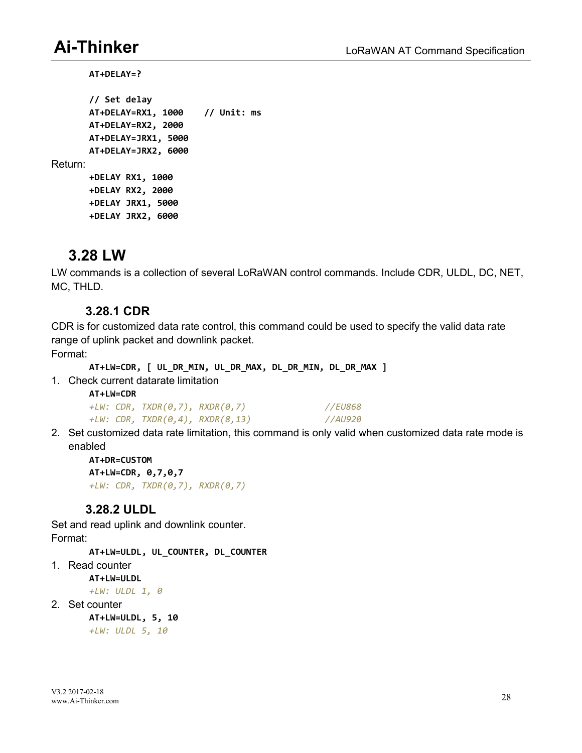```
AT+DELAY=?

// Set delay
AT+DELAY=RX1, 1000    // Unit: ms
AT+DELAY=RX2, 2000
AT+DELAY=JRX1, 5000
AT+DELAY=JRX2, 6000
```

Return:

```
+DELAY RX1, 1000
+DELAY RX2, 2000
+DELAY JRX1, 5000
+DELAY JRX2, 6000
```

## 3.28 LW

LW commands is a collection of several LoRaWAN control commands. Include CDR, ULDL, DC, NET, MC, THLD.

### 3.28.1 CDR

CDR is for customized data rate control, this command could be used to specify the valid data rate range of uplink packet and downlink packet.

Format:

```
AT+LW=CDR, [ UL_DR_MIN, UL_DR_MAX, DL_DR_MIN, DL_DR_MAX ]
```

1. Check current datarate limitation

```
AT+LW=CDR
+LW: CDR, TXDR(0,7), RXDR(0,7)          //EU868
+LW: CDR, TXDR(0,4), RXDR(8,13)         //AU920
```

2. Set customized data rate limitation, this command is only valid when customized data rate mode is enabled

```
AT+DR=CUSTOM
AT+LW=CDR, 0,7,0,7
+LW: CDR, TXDR(0,7), RXDR(0,7)
```

### 3.28.2 ULDL

Set and read uplink and downlink counter.

Format:

```
AT+LW=ULDL, UL_COUNTER, DL_COUNTER
```

1. Read counter

```
AT+LW=ULDL
+LW: ULDL 1, 0
```

2. Set counter

```
AT+LW=ULDL, 5, 10
+LW: ULDL 5, 10
```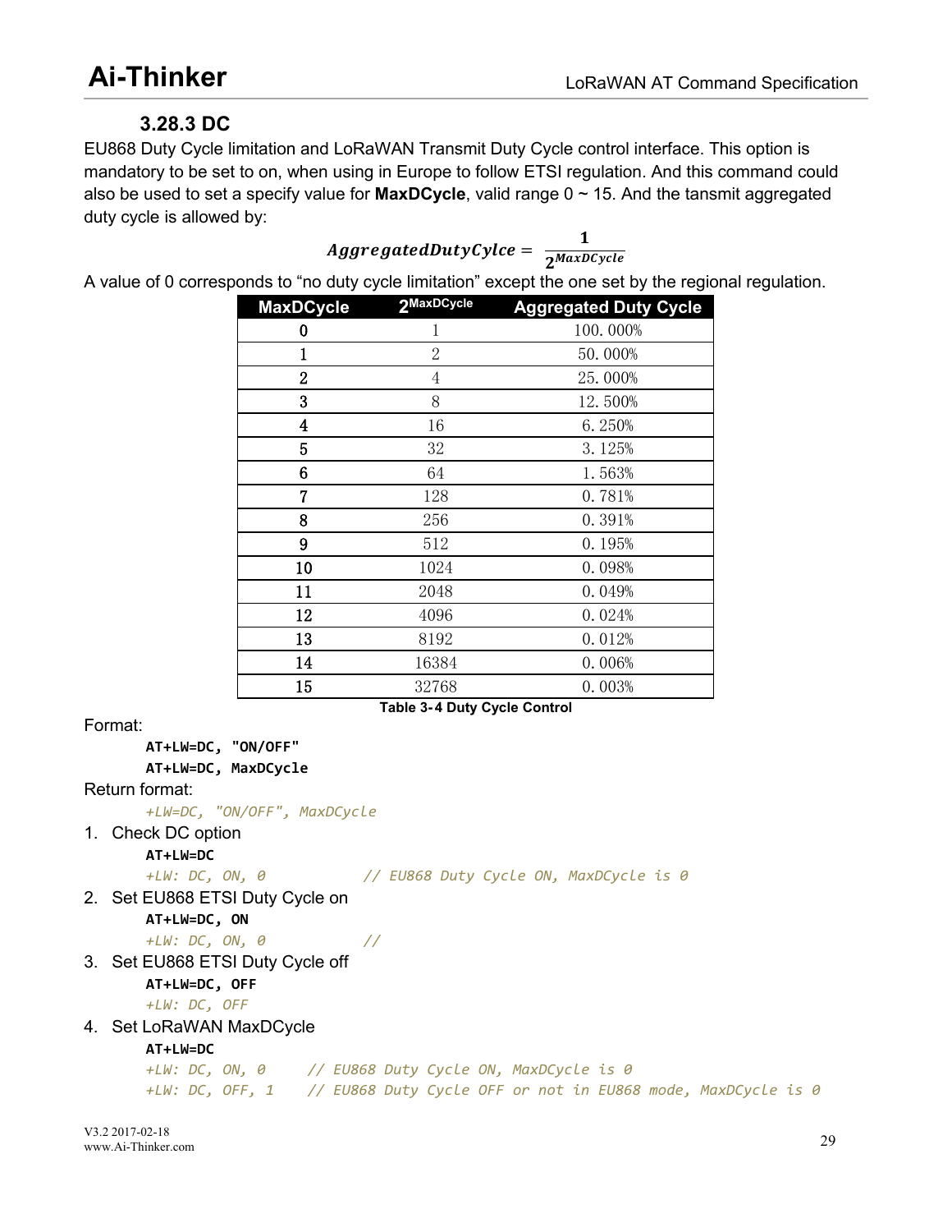### 3.28.3 DC

EU868 Duty Cycle limitation and LoRaWAN Transmit Duty Cycle control interface. This option is mandatory to be set to on, when using in Europe to follow ETSI regulation. And this command could also be used to set a specify value for **MaxDCycle**, valid range 0 ~ 15. And the tansmit aggregated duty cycle is allowed by:

$$AggregatedDutyCylce = \frac{1}{2^{MaxDCycle}}$$

A value of 0 corresponds to "no duty cycle limitation" except the one set by the regional regulation.

| MaxDCycle | $2^{MaxDCycle}$ | Aggregated Duty Cycle |
|---|---|---|
| 0 | 1 | 100.000% |
| 1 | 2 | 50.000% |
| 2 | 4 | 25.000% |
| 3 | 8 | 12.500% |
| 4 | 16 | 6.250% |
| 5 | 32 | 3.125% |
| 6 | 64 | 1.563% |
| 7 | 128 | 0.781% |
| 8 | 256 | 0.391% |
| 9 | 512 | 0.195% |
| 10 | 1024 | 0.098% |
| 11 | 2048 | 0.049% |
| 12 | 4096 | 0.024% |
| 13 | 8192 | 0.012% |
| 14 | 16384 | 0.006% |
| 15 | 32768 | 0.003% |

**Table 3-4 Duty Cycle Control**

Format:

```
AT+LW=DC, "ON/OFF"
AT+LW=DC, MaxDCycle
```

Return format:

```
+LW=DC, "ON/OFF", MaxDCycle
```

1. Check DC option

```
AT+LW=DC
+LW: DC, ON, 0            // EU868 Duty Cycle ON, MaxDCycle is 0
```

2. Set EU868 ETSI Duty Cycle on

```
AT+LW=DC, ON
+LW: DC, ON, 0            //
```

3. Set EU868 ETSI Duty Cycle off

```
AT+LW=DC, OFF
+LW: DC, OFF
```

4. Set LoRaWAN MaxDCycle

```
AT+LW=DC
+LW: DC, ON, 0      // EU868 Duty Cycle ON, MaxDCycle is 0
+LW: DC, OFF, 1     // EU868 Duty Cycle OFF or not in EU868 mode, MaxDCycle is 0
```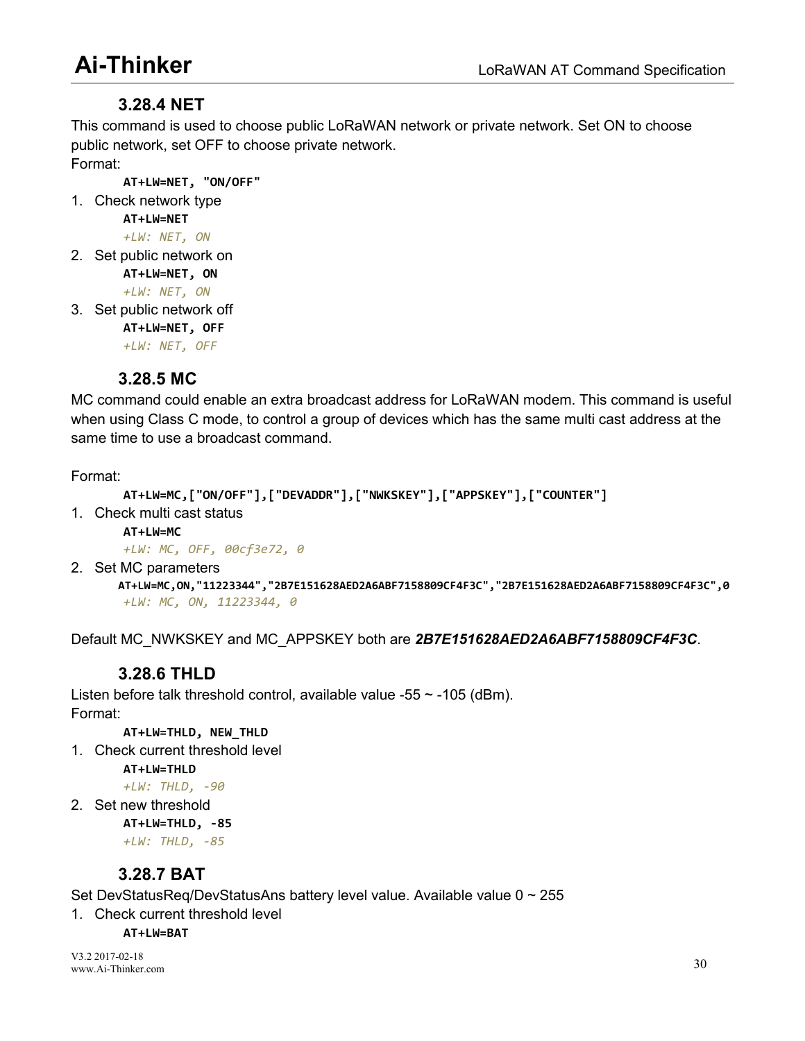### 3.28.4 NET

This command is used to choose public LoRaWAN network or private network. Set ON to choose public network, set OFF to choose private network.

Format:

```
AT+LW=NET, "ON/OFF"
```

1. Check network type

```
AT+LW=NET
+LW: NET, ON
```

2. Set public network on

```
AT+LW=NET, ON
+LW: NET, ON
```

3. Set public network off

```
AT+LW=NET, OFF
+LW: NET, OFF
```

### 3.28.5 MC

MC command could enable an extra broadcast address for LoRaWAN modem. This command is useful when using Class C mode, to control a group of devices which has the same multi cast address at the same time to use a broadcast command.

Format:

```
AT+LW=MC,["ON/OFF"],["DEVADDR"],["NWKSKEY"],["APPSKEY"],["COUNTER"]
```

1. Check multi cast status

```
AT+LW=MC
+LW: MC, OFF, 00cf3e72, 0
```

2. Set MC parameters

```
AT+LW=MC,ON,"11223344","2B7E151628AED2A6ABF7158809CF4F3C","2B7E151628AED2A6ABF7158809CF4F3C",0
+LW: MC, ON, 11223344, 0
```

Default MC_NWKSKEY and MC_APPSKEY both are ***2B7E151628AED2A6ABF7158809CF4F3C***.

### 3.28.6 THLD

Listen before talk threshold control, available value -55 ~ -105 (dBm).

Format:

```
AT+LW=THLD, NEW_THLD
```

1. Check current threshold level

```
AT+LW=THLD
+LW: THLD, -90
```

2. Set new threshold

```
AT+LW=THLD, -85
+LW: THLD, -85
```

### 3.28.7 BAT

Set DevStatusReq/DevStatusAns battery level value. Available value 0 ~ 255

1. Check current threshold level

```
AT+LW=BAT
```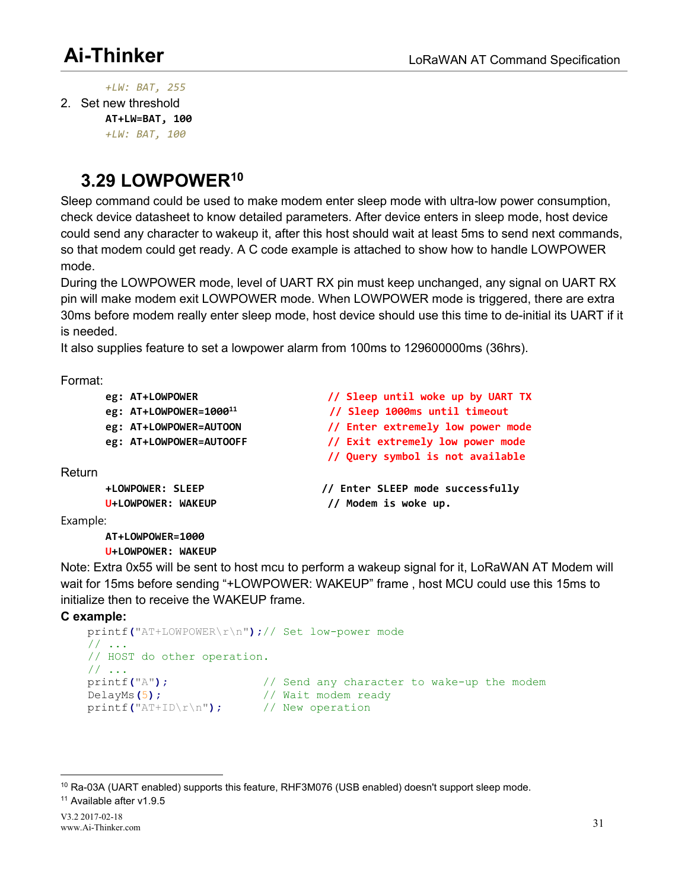```
+LW: BAT, 255
```

2. Set new threshold

```
AT+LW=BAT, 100
+LW: BAT, 100
```

## 3.29 LOWPOWER[10]

Sleep command could be used to make modem enter sleep mode with ultra-low power consumption, check device datasheet to know detailed parameters. After device enters in sleep mode, host device could send any character to wakeup it, after this host should wait at least 5ms to send next commands, so that modem could get ready. A C code example is attached to show how to handle LOWPOWER mode.

During the LOWPOWER mode, level of UART RX pin must keep unchanged, any signal on UART RX pin will make modem exit LOWPOWER mode. When LOWPOWER mode is triggered, there are extra 30ms before modem really enter sleep mode, host device should use this time to de-initial its UART if it is needed.

It also supplies feature to set a lowpower alarm from 100ms to 129600000ms (36hrs).

Format:

```
eg: AT+LOWPOWER              // Sleep until woke up by UART TX
eg: AT+LOWPOWER=1000[11]     // Sleep 1000ms until timeout
eg: AT+LOWPOWER=AUTOON       // Enter extremely low power mode
eg: AT+LOWPOWER=AUTOOFF      // Exit extremely low power mode
                             // Query symbol is not available
```

Return

```
+LOWPOWER: SLEEP             // Enter SLEEP mode successfully
U+LOWPOWER: WAKEUP           // Modem is woke up.
```

Example:

```
AT+LOWPOWER=1000
U+LOWPOWER: WAKEUP
```

Note: Extra 0x55 will be sent to host mcu to perform a wakeup signal for it, LoRaWAN AT Modem will wait for 15ms before sending “+LOWPOWER: WAKEUP” frame , host MCU could use this 15ms to initialize then to receive the WAKEUP frame.

**C example:**

```c
printf("AT+LOWPOWER\r\n");// Set low-power mode
// ...
// HOST do other operation.
// ...
printf("A");               // Send any character to wake-up the modem
DelayMs(5);                // Wait modem ready
printf("AT+ID\r\n");       // New operation
```

---

[10] Ra-03A (UART enabled) supports this feature, RHF3M076 (USB enabled) doesn't support sleep mode.

[11] Available after v1.9.5

V3.2 2017-02-18
www.Ai-Thinker.com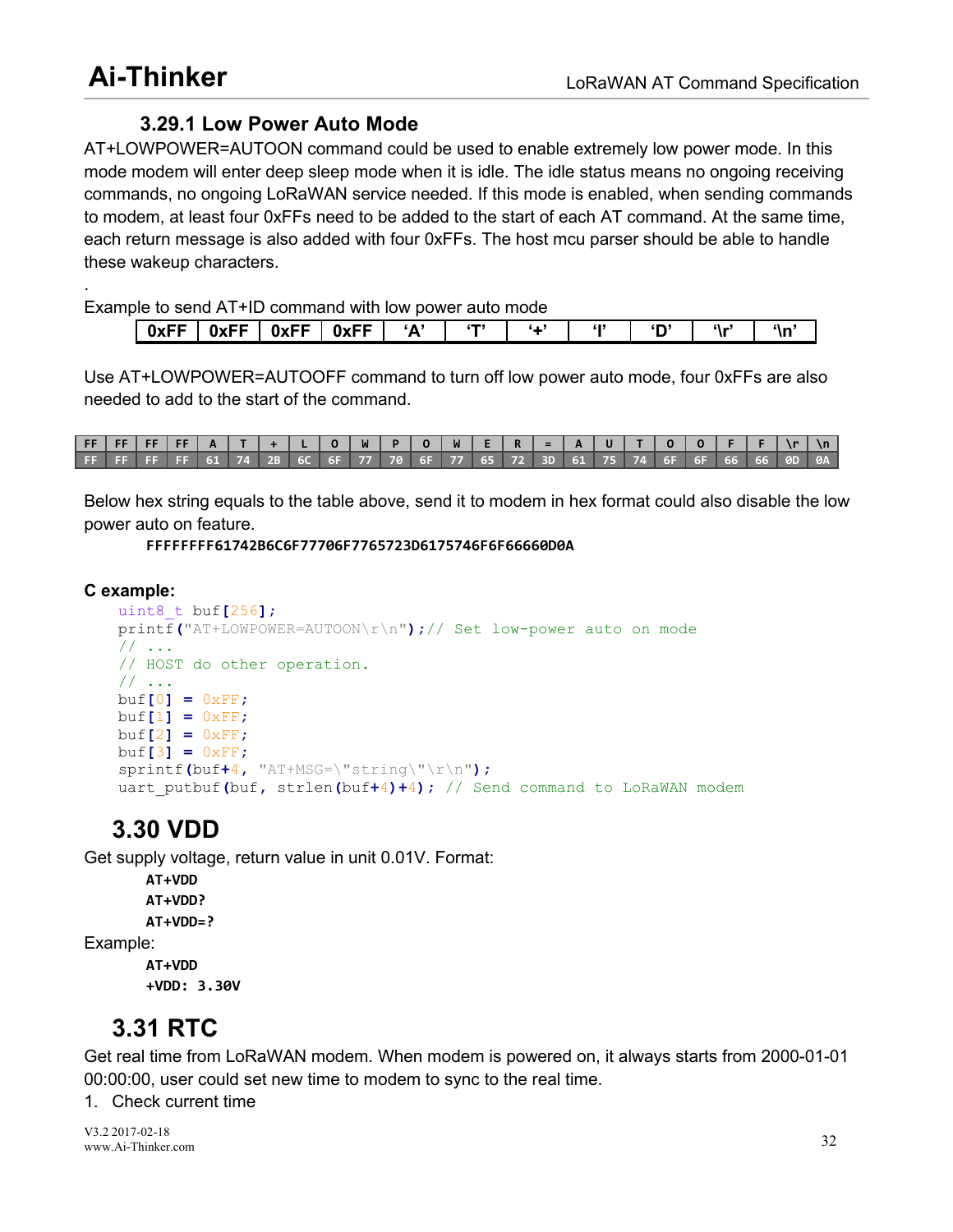### 3.29.1 Low Power Auto Mode

AT+LOWPOWER=AUTOON command could be used to enable extremely low power mode. In this mode modem will enter deep sleep mode when it is idle. The idle status means no ongoing receiving commands, no ongoing LoRaWAN service needed. If this mode is enabled, when sending commands to modem, at least four 0xFFs need to be added to the start of each AT command. At the same time, each return message is also added with four 0xFFs. The host mcu parser should be able to handle these wakeup characters.

.

Example to send AT+ID command with low power auto mode

| 0xFF | 0xFF | 0xFF | 0xFF | 'A' | 'T' | '+' | 'I' | 'D' | '\r' | '\n' |
|---|---|---|---|---|---|---|---|---|---|---|

Use AT+LOWPOWER=AUTOOFF command to turn off low power auto mode, four 0xFFs are also needed to add to the start of the command.

| FF | FF | FF | FF | A | T | + | L | O | W | P | O | W | E | R | = | A | U | T | O | O | F | F | \r | \n |
|---|---|---|---|---|---|---|---|---|---|---|---|---|---|---|---|---|---|---|---|---|---|---|---|---|
| FF | FF | FF | FF | 61 | 74 | 2B | 6C | 6F | 77 | 70 | 6F | 77 | 65 | 72 | 3D | 61 | 75 | 74 | 6F | 6F | 66 | 66 | 0D | 0A |

Below hex string equals to the table above, send it to modem in hex format could also disable the low power auto on feature.

```
FFFFFFFF61742B6C6F77706F7765723D6175746F6F66660D0A
```

**C example:**

```c
uint8_t buf[256];
printf("AT+LOWPOWER=AUTOON\r\n");// Set low-power auto on mode
// ...
// HOST do other operation.
// ...
buf[0] = 0xFF;
buf[1] = 0xFF;
buf[2] = 0xFF;
buf[3] = 0xFF;
sprintf(buf+4, "AT+MSG=\"string\"\r\n");
uart_putbuf(buf, strlen(buf+4)+4); // Send command to LoRaWAN modem
```

## 3.30 VDD

Get supply voltage, return value in unit 0.01V. Format:

```
AT+VDD
AT+VDD?
AT+VDD=?
```

Example:

```
AT+VDD
+VDD: 3.30V
```

## 3.31 RTC

Get real time from LoRaWAN modem. When modem is powered on, it always starts from 2000-01-01 00:00:00, user could set new time to modem to sync to the real time.

1. Check current time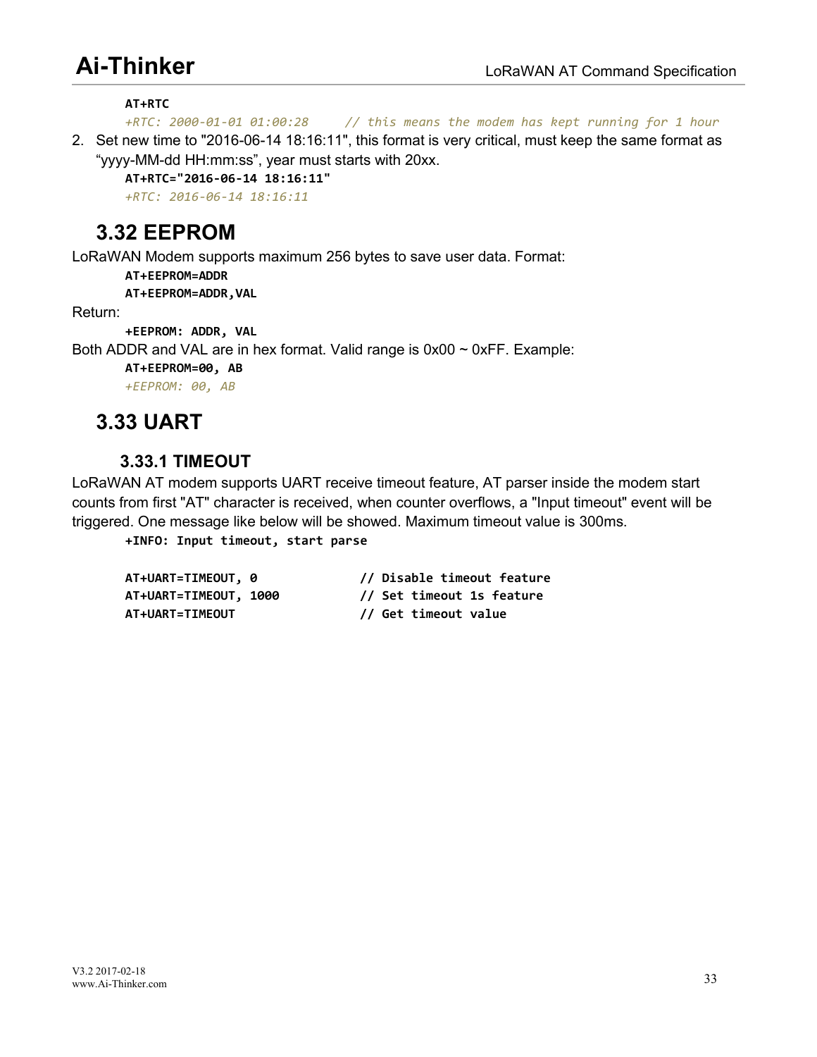```
AT+RTC
+RTC: 2000-01-01 01:00:28     // this means the modem has kept running for 1 hour
```

2. Set new time to "2016-06-14 18:16:11", this format is very critical, must keep the same format as “yyyy-MM-dd HH:mm:ss”, year must starts with 20xx.

```
AT+RTC="2016-06-14 18:16:11"
+RTC: 2016-06-14 18:16:11
```

## 3.32 EEPROM

LoRaWAN Modem supports maximum 256 bytes to save user data. Format:

```
AT+EEPROM=ADDR
AT+EEPROM=ADDR,VAL
```

Return:

```
+EEPROM: ADDR, VAL
```

Both ADDR and VAL are in hex format. Valid range is 0x00 ~ 0xFF. Example:

```
AT+EEPROM=00, AB
+EEPROM: 00, AB
```

## 3.33 UART

### 3.33.1 TIMEOUT

LoRaWAN AT modem supports UART receive timeout feature, AT parser inside the modem start counts from first "AT" character is received, when counter overflows, a "Input timeout" event will be triggered. One message like below will be showed. Maximum timeout value is 300ms.

```
+INFO: Input timeout, start parse

AT+UART=TIMEOUT, 0            // Disable timeout feature
AT+UART=TIMEOUT, 1000         // Set timeout 1s feature
AT+UART=TIMEOUT               // Get timeout value
```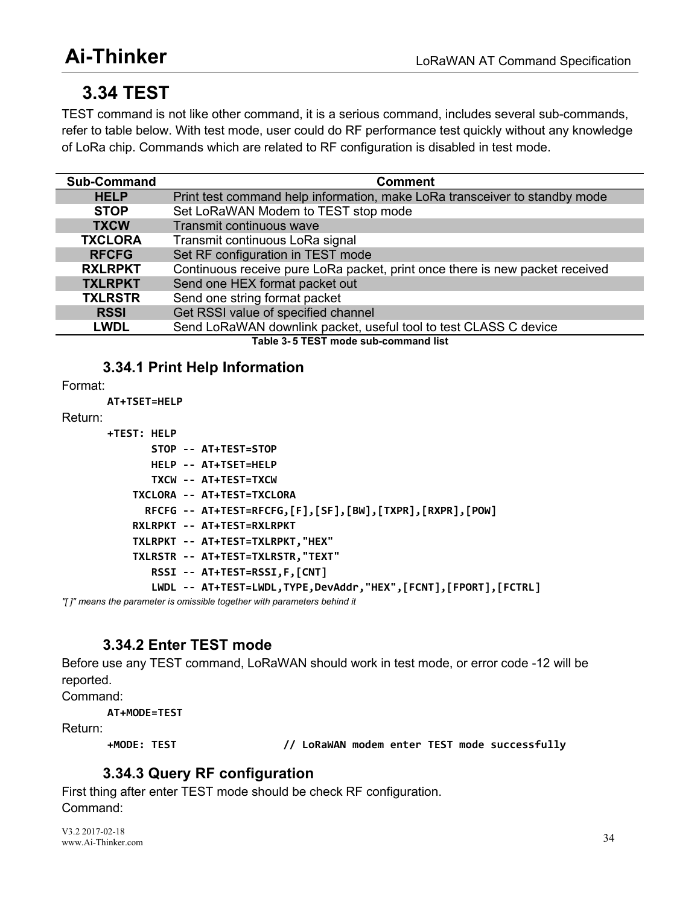## 3.34 TEST

TEST command is not like other command, it is a serious command, includes several sub-commands, refer to table below. With test mode, user could do RF performance test quickly without any knowledge of LoRa chip. Commands which are related to RF configuration is disabled in test mode.

| Sub-Command | Comment |
|---|---|
| **HELP** | Print test command help information, make LoRa transceiver to standby mode |
| **STOP** | Set LoRaWAN Modem to TEST stop mode |
| **TXCW** | Transmit continuous wave |
| **TXCLORA** | Transmit continuous LoRa signal |
| **RFCFG** | Set RF configuration in TEST mode |
| **RXLRPKT** | Continuous receive pure LoRa packet, print once there is new packet received |
| **TXLRPKT** | Send one HEX format packet out |
| **TXLRSTR** | Send one string format packet |
| **RSSI** | Get RSSI value of specified channel |
| **LWDL** | Send LoRaWAN downlink packet, useful tool to test CLASS C device |

**Table 3- 5 TEST mode sub-command list**

### 3.34.1 Print Help Information

Format:

```
AT+TSET=HELP
```

Return:

```
+TEST: HELP
        STOP -- AT+TEST=STOP
        HELP -- AT+TSET=HELP
        TXCW -- AT+TEST=TXCW
     TXCLORA -- AT+TEST=TXCLORA
       RFCFG -- AT+TEST=RFCFG,[F],[SF],[BW],[TXPR],[RXPR],[POW]
     RXLRPKT -- AT+TEST=RXLRPKT
     TXLRPKT -- AT+TEST=TXLRPKT,"HEX"
     TXLRSTR -- AT+TEST=TXLRSTR,"TEXT"
        RSSI -- AT+TEST=RSSI,F,[CNT]
        LWDL -- AT+TEST=LWDL,TYPE,DevAddr,"HEX",[FCNT],[FPORT],[FCTRL]
```

*"[ ]" means the parameter is omissible together with parameters behind it*

### 3.34.2 Enter TEST mode

Before use any TEST command, LoRaWAN should work in test mode, or error code -12 will be reported.

Command:

```
AT+MODE=TEST
```

Return:

```
+MODE: TEST                // LoRaWAN modem enter TEST mode successfully
```

### 3.34.3 Query RF configuration

First thing after enter TEST mode should be check RF configuration.

Command: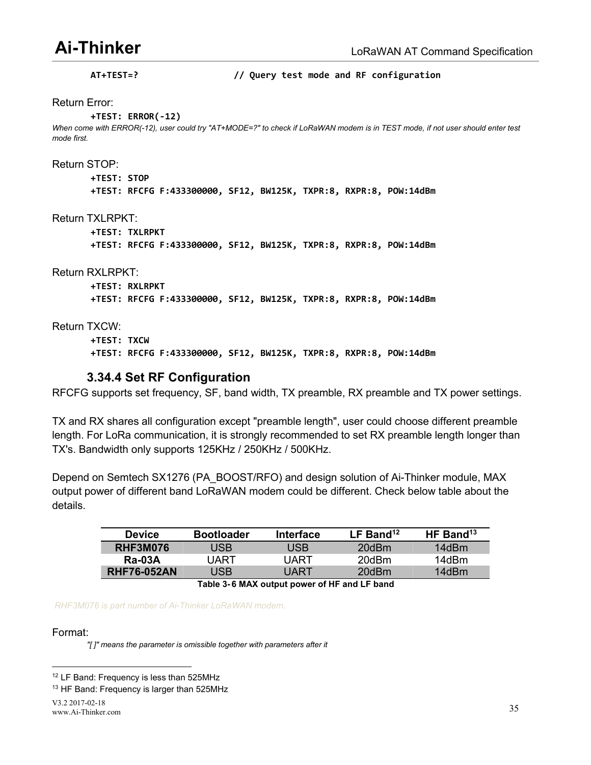```
AT+TEST=?                    // Query test mode and RF configuration
```

Return Error:

```
+TEST: ERROR(-12)
```

*When come with ERROR(-12), user could try "AT+MODE=?" to check if LoRaWAN modem is in TEST mode, if not user should enter test mode first.*

Return STOP:

```
+TEST: STOP
+TEST: RFCFG F:433300000, SF12, BW125K, TXPR:8, RXPR:8, POW:14dBm
```

Return TXLRPKT:

```
+TEST: TXLRPKT
+TEST: RFCFG F:433300000, SF12, BW125K, TXPR:8, RXPR:8, POW:14dBm
```

Return RXLRPKT:

```
+TEST: RXLRPKT
+TEST: RFCFG F:433300000, SF12, BW125K, TXPR:8, RXPR:8, POW:14dBm
```

Return TXCW:

```
+TEST: TXCW
+TEST: RFCFG F:433300000, SF12, BW125K, TXPR:8, RXPR:8, POW:14dBm
```

### 3.34.4 Set RF Configuration

RFCFG supports set frequency, SF, band width, TX preamble, RX preamble and TX power settings.

TX and RX shares all configuration except "preamble length", user could choose different preamble length. For LoRa communication, it is strongly recommended to set RX preamble length longer than TX's. Bandwidth only supports 125KHz / 250KHz / 500KHz.

Depend on Semtech SX1276 (PA_BOOST/RFO) and design solution of Ai-Thinker module, MAX output power of different band LoRaWAN modem could be different. Check below table about the details.

| Device | Bootloader | Interface | LF Band[12] | HF Band[13] |
|---|---|---|---|---|
| **RHF3M076** | USB | USB | 20dBm | 14dBm |
| **Ra-03A** | UART | UART | 20dBm | 14dBm |
| **RHF76-052AN** | USB | UART | 20dBm | 14dBm |

**Table 3-6 MAX output power of HF and LF band**

*RHF3M076 is part number of Ai-Thinker LoRaWAN modem.*

Format:

*"[ ]" means the parameter is omissible together with parameters after it*

[12] LF Band: Frequency is less than 525MHz

[13] HF Band: Frequency is larger than 525MHz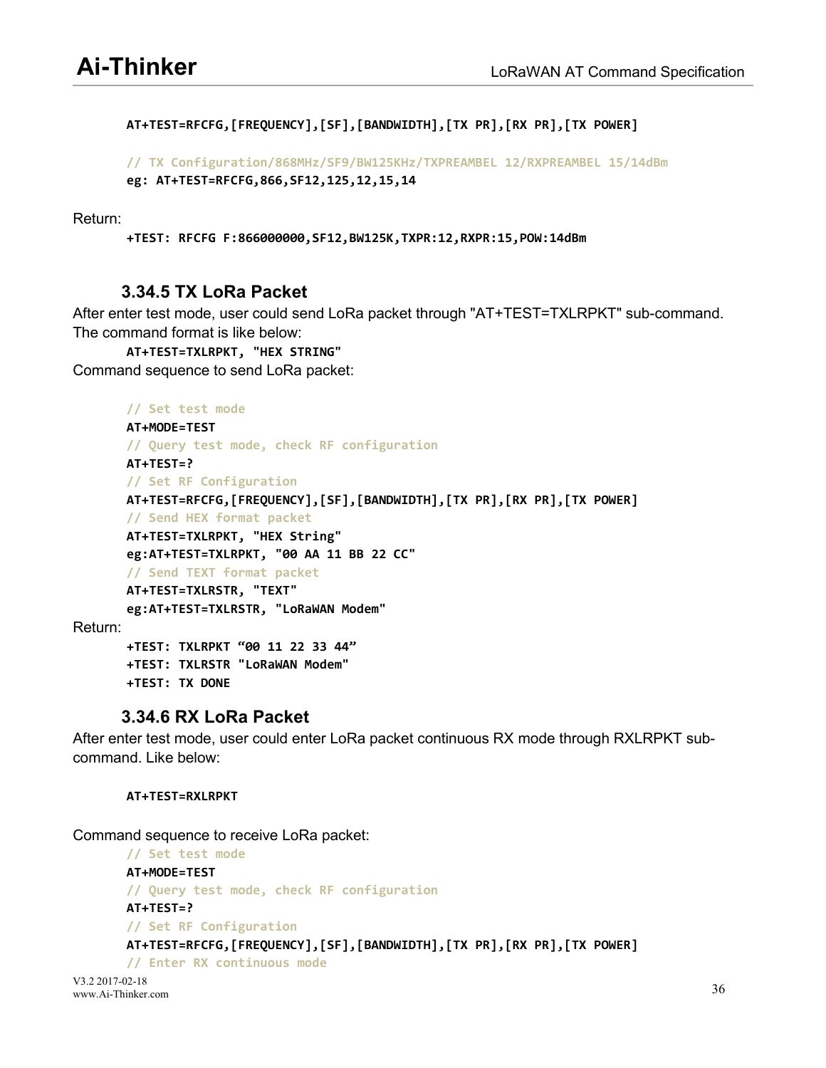```
AT+TEST=RFCFG,[FREQUENCY],[SF],[BANDWIDTH],[TX PR],[RX PR],[TX POWER]

// TX Configuration/868MHz/SF9/BW125KHz/TXPREAMBEL 12/RXPREAMBEL 15/14dBm
eg: AT+TEST=RFCFG,866,SF12,125,12,15,14
```

Return:

```
+TEST: RFCFG F:866000000,SF12,BW125K,TXPR:12,RXPR:15,POW:14dBm
```

### 3.34.5 TX LoRa Packet

After enter test mode, user could send LoRa packet through "AT+TEST=TXLRPKT" sub-command. The command format is like below:

```
AT+TEST=TXLRPKT, "HEX STRING"
```

Command sequence to send LoRa packet:

```
// Set test mode
AT+MODE=TEST
// Query test mode, check RF configuration
AT+TEST=?
// Set RF Configuration
AT+TEST=RFCFG,[FREQUENCY],[SF],[BANDWIDTH],[TX PR],[RX PR],[TX POWER]
// Send HEX format packet
AT+TEST=TXLRPKT, "HEX String"
eg:AT+TEST=TXLRPKT, "00 AA 11 BB 22 CC"
// Send TEXT format packet
AT+TEST=TXLRSTR, "TEXT"
eg:AT+TEST=TXLRSTR, "LoRaWAN Modem"
```

Return:

```
+TEST: TXLRPKT "00 11 22 33 44"
+TEST: TXLRSTR "LoRaWAN Modem"
+TEST: TX DONE
```

### 3.34.6 RX LoRa Packet

After enter test mode, user could enter LoRa packet continuous RX mode through RXLRPKT sub-command. Like below:

```
AT+TEST=RXLRPKT
```

Command sequence to receive LoRa packet:

```
// Set test mode
AT+MODE=TEST
// Query test mode, check RF configuration
AT+TEST=?
// Set RF Configuration
AT+TEST=RFCFG,[FREQUENCY],[SF],[BANDWIDTH],[TX PR],[RX PR],[TX POWER]
// Enter RX continuous mode
```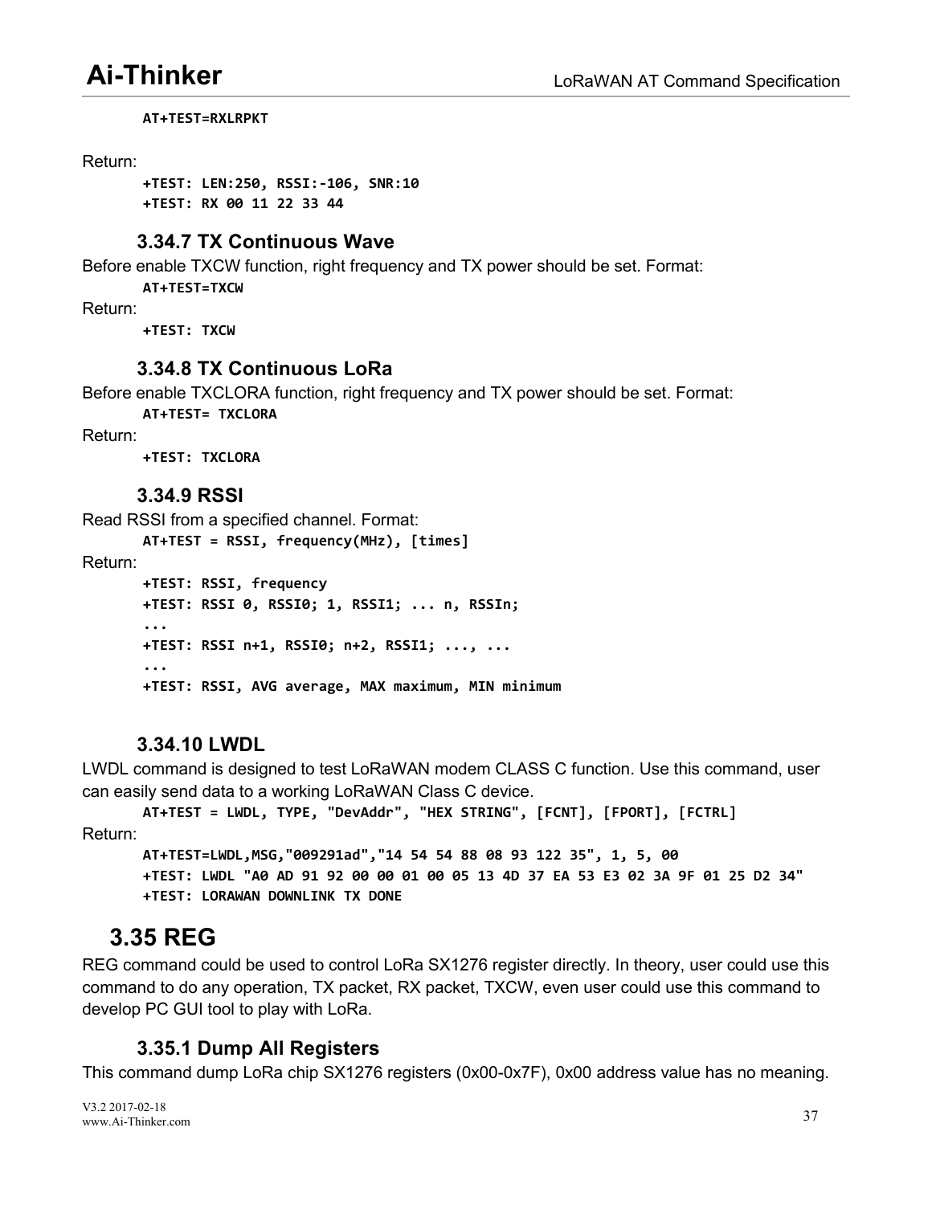```
AT+TEST=RXLRPKT
```

Return:

```
+TEST: LEN:250, RSSI:-106, SNR:10
+TEST: RX 00 11 22 33 44
```

### 3.34.7 TX Continuous Wave

Before enable TXCW function, right frequency and TX power should be set. Format:

```
AT+TEST=TXCW
```

Return:

```
+TEST: TXCW
```

### 3.34.8 TX Continuous LoRa

Before enable TXCLORA function, right frequency and TX power should be set. Format:

```
AT+TEST= TXCLORA
```

Return:

```
+TEST: TXCLORA
```

### 3.34.9 RSSI

Read RSSI from a specified channel. Format:

```
AT+TEST = RSSI, frequency(MHz), [times]
```

Return:

```
+TEST: RSSI, frequency
+TEST: RSSI 0, RSSI0; 1, RSSI1; ... n, RSSIn;
...
+TEST: RSSI n+1, RSSI0; n+2, RSSI1; ..., ...
...
+TEST: RSSI, AVG average, MAX maximum, MIN minimum
```

### 3.34.10 LWDL

LWDL command is designed to test LoRaWAN modem CLASS C function. Use this command, user can easily send data to a working LoRaWAN Class C device.

```
AT+TEST = LWDL, TYPE, "DevAddr", "HEX STRING", [FCNT], [FPORT], [FCTRL]
```

Return:

```
AT+TEST=LWDL,MSG,"009291ad","14 54 54 88 08 93 122 35", 1, 5, 00
+TEST: LWDL "A0 AD 91 92 00 00 01 00 05 13 4D 37 EA 53 E3 02 3A 9F 01 25 D2 34"
+TEST: LORAWAN DOWNLINK TX DONE
```

## 3.35 REG

REG command could be used to control LoRa SX1276 register directly. In theory, user could use this command to do any operation, TX packet, RX packet, TXCW, even user could use this command to develop PC GUI tool to play with LoRa.

### 3.35.1 Dump All Registers

This command dump LoRa chip SX1276 registers (0x00-0x7F), 0x00 address value has no meaning.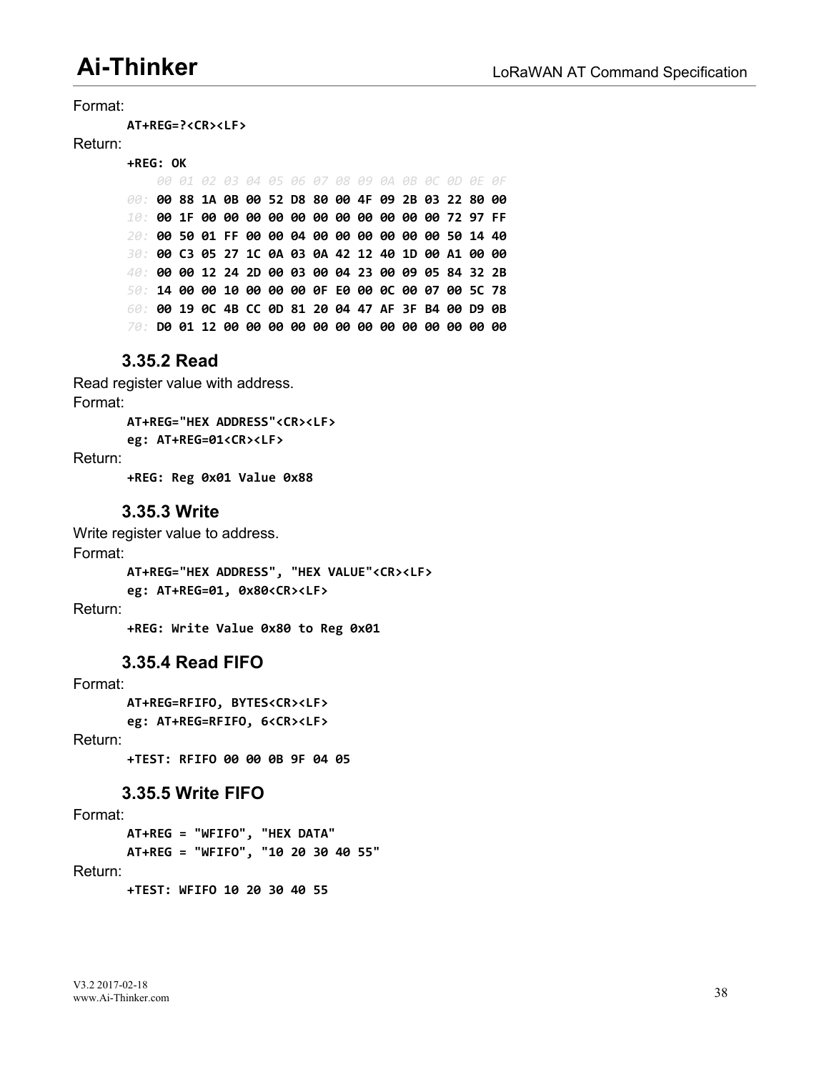Format:

```
AT+REG=?<CR><LF>
```

Return:

```
+REG: OK
    00 01 02 03 04 05 06 07 08 09 0A 0B 0C 0D 0E 0F
00: 00 88 1A 0B 00 52 D8 80 00 4F 09 2B 03 22 80 00
10: 00 1F 00 00 00 00 00 00 00 00 00 00 00 72 97 FF
20: 00 50 01 FF 00 00 04 00 00 00 00 00 00 50 14 40
30: 00 C3 05 27 1C 0A 03 0A 42 12 40 1D 00 A1 00 00
40: 00 00 12 24 2D 00 03 00 04 23 00 09 05 84 32 2B
50: 14 00 00 10 00 00 00 0F E0 00 0C 00 07 00 5C 78
60: 00 19 0C 4B CC 0D 81 20 04 47 AF 3F B4 00 D9 0B
70: D0 01 12 00 00 00 00 00 00 00 00 00 00 00 00 00
```

### 3.35.2 Read

Read register value with address.

Format:

```
AT+REG="HEX ADDRESS"<CR><LF>
eg: AT+REG=01<CR><LF>
```

Return:

```
+REG: Reg 0x01 Value 0x88
```

### 3.35.3 Write

Write register value to address.

Format:

```
AT+REG="HEX ADDRESS", "HEX VALUE"<CR><LF>
eg: AT+REG=01, 0x80<CR><LF>
```

Return:

```
+REG: Write Value 0x80 to Reg 0x01
```

### 3.35.4 Read FIFO

Format:

```
AT+REG=RFIFO, BYTES<CR><LF>
eg: AT+REG=RFIFO, 6<CR><LF>
```

Return:

```
+TEST: RFIFO 00 00 0B 9F 04 05
```

### 3.35.5 Write FIFO

Format:

```
AT+REG = "WFIFO", "HEX DATA"
AT+REG = "WFIFO", "10 20 30 40 55"
```

Return:

```
+TEST: WFIFO 10 20 30 40 55
```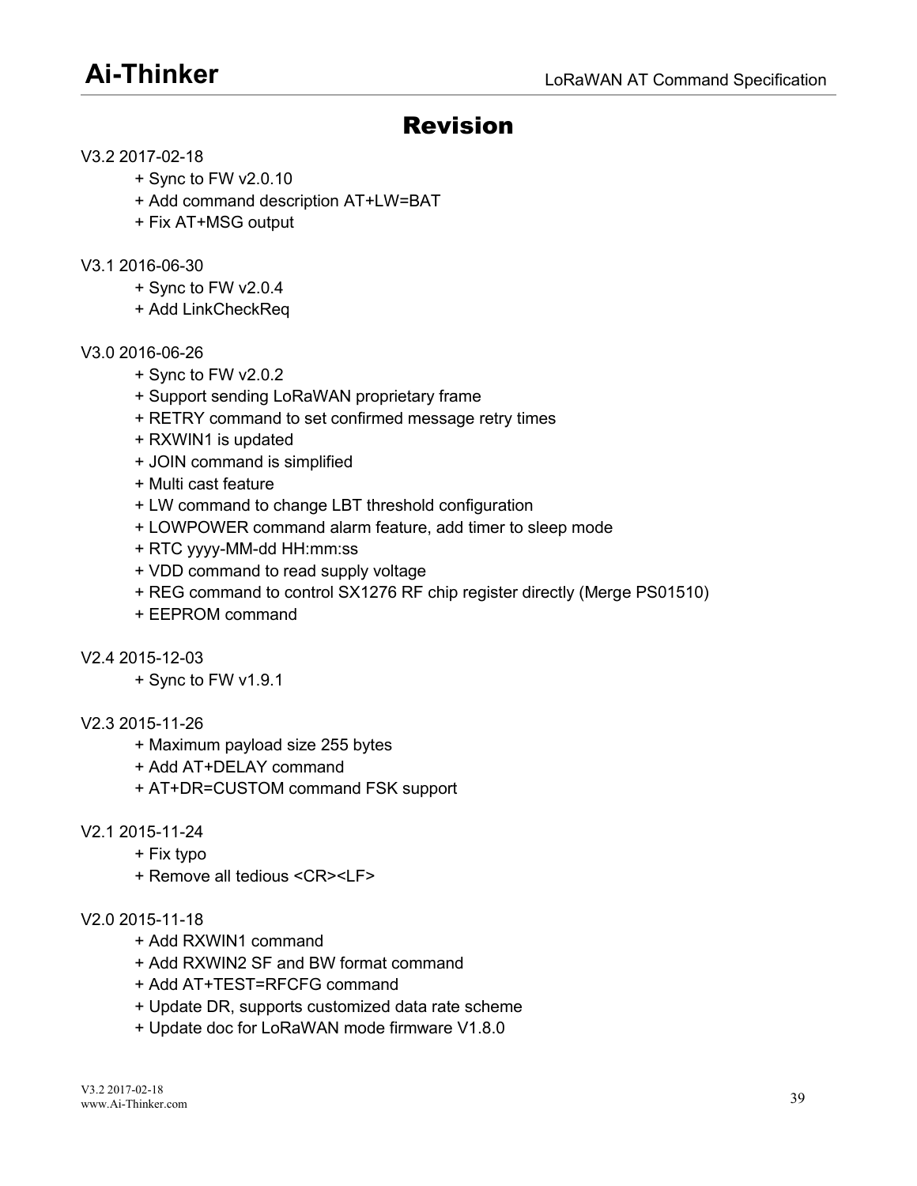# Revision

V3.2 2017-02-18

+ Sync to FW v2.0.10
+ Add command description AT+LW=BAT
+ Fix AT+MSG output

V3.1 2016-06-30

+ Sync to FW v2.0.4
+ Add LinkCheckReq

V3.0 2016-06-26

+ Sync to FW v2.0.2
+ Support sending LoRaWAN proprietary frame
+ RETRY command to set confirmed message retry times
+ RXWIN1 is updated
+ JOIN command is simplified
+ Multi cast feature
+ LW command to change LBT threshold configuration
+ LOWPOWER command alarm feature, add timer to sleep mode
+ RTC yyyy-MM-dd HH:mm:ss
+ VDD command to read supply voltage
+ REG command to control SX1276 RF chip register directly (Merge PS01510)
+ EEPROM command

V2.4 2015-12-03

+ Sync to FW v1.9.1

V2.3 2015-11-26

+ Maximum payload size 255 bytes
+ Add AT+DELAY command
+ AT+DR=CUSTOM command FSK support

V2.1 2015-11-24

+ Fix typo
+ Remove all tedious <CR><LF>

V2.0 2015-11-18

+ Add RXWIN1 command
+ Add RXWIN2 SF and BW format command
+ Add AT+TEST=RFCFG command
+ Update DR, supports customized data rate scheme
+ Update doc for LoRaWAN mode firmware V1.8.0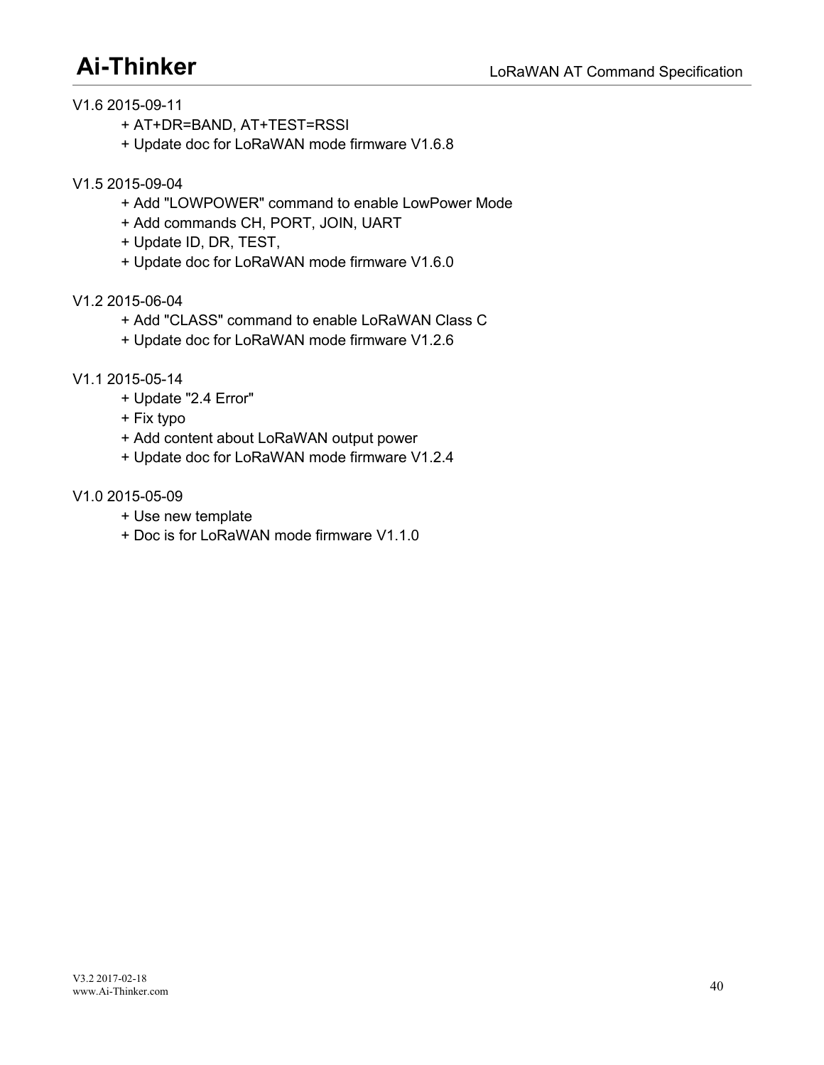V1.6 2015-09-11

+ AT+DR=BAND, AT+TEST=RSSI
+ Update doc for LoRaWAN mode firmware V1.6.8

V1.5 2015-09-04

+ Add "LOWPOWER" command to enable LowPower Mode
+ Add commands CH, PORT, JOIN, UART
+ Update ID, DR, TEST,
+ Update doc for LoRaWAN mode firmware V1.6.0

V1.2 2015-06-04

+ Add "CLASS" command to enable LoRaWAN Class C
+ Update doc for LoRaWAN mode firmware V1.2.6

V1.1 2015-05-14

+ Update "2.4 Error"
+ Fix typo
+ Add content about LoRaWAN output power
+ Update doc for LoRaWAN mode firmware V1.2.4

V1.0 2015-05-09

+ Use new template
+ Doc is for LoRaWAN mode firmware V1.1.0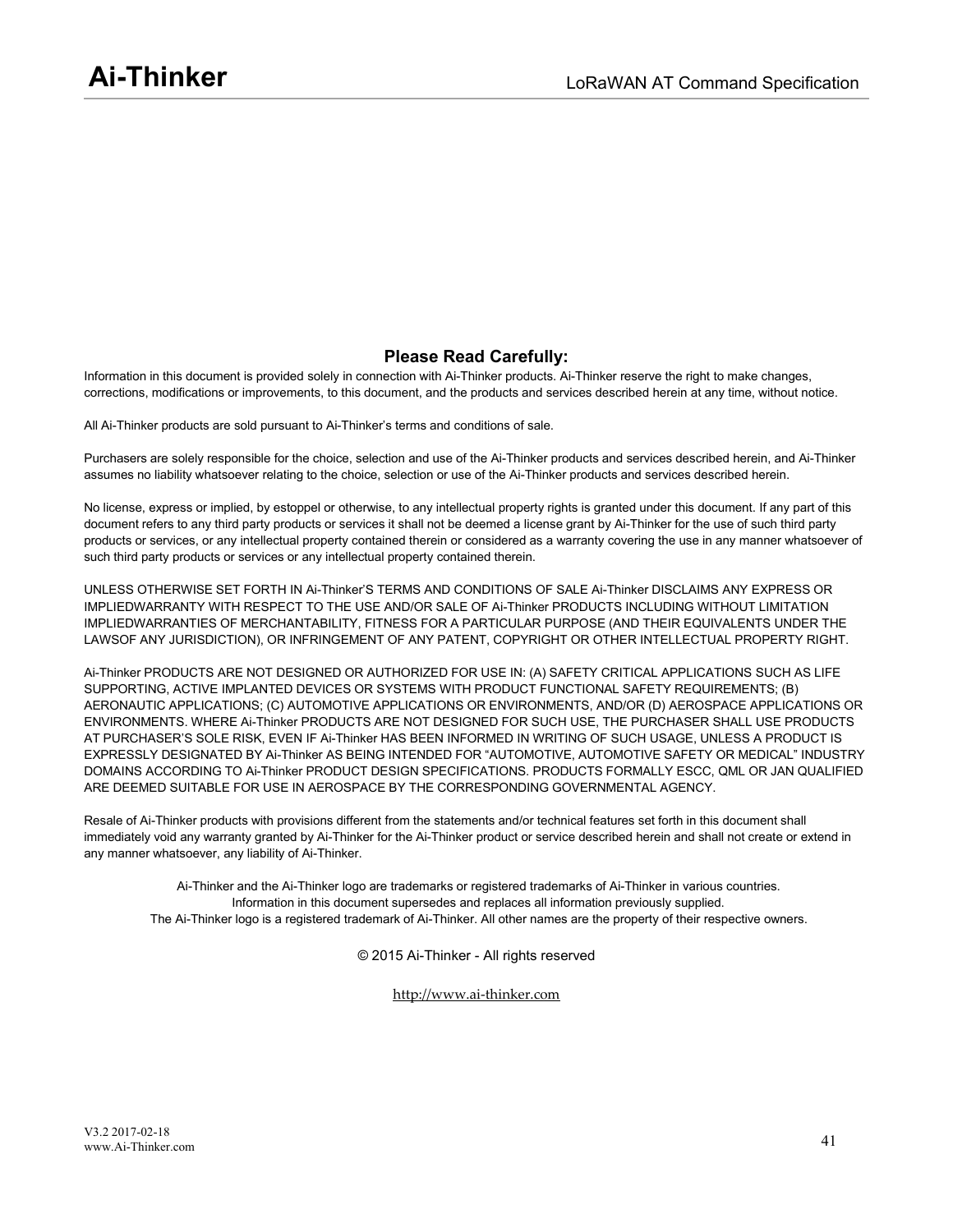**Please Read Carefully:**

Information in this document is provided solely in connection with Ai-Thinker products. Ai-Thinker reserve the right to make changes, corrections, modifications or improvements, to this document, and the products and services described herein at any time, without notice.

All Ai-Thinker products are sold pursuant to Ai-Thinker's terms and conditions of sale.

Purchasers are solely responsible for the choice, selection and use of the Ai-Thinker products and services described herein, and Ai-Thinker assumes no liability whatsoever relating to the choice, selection or use of the Ai-Thinker products and services described herein.

No license, express or implied, by estoppel or otherwise, to any intellectual property rights is granted under this document. If any part of this document refers to any third party products or services it shall not be deemed a license grant by Ai-Thinker for the use of such third party products or services, or any intellectual property contained therein or considered as a warranty covering the use in any manner whatsoever of such third party products or services or any intellectual property contained therein.

UNLESS OTHERWISE SET FORTH IN Ai-Thinker'S TERMS AND CONDITIONS OF SALE Ai-Thinker DISCLAIMS ANY EXPRESS OR IMPLIEDWARRANTY WITH RESPECT TO THE USE AND/OR SALE OF Ai-Thinker PRODUCTS INCLUDING WITHOUT LIMITATION IMPLIEDWARRANTIES OF MERCHANTABILITY, FITNESS FOR A PARTICULAR PURPOSE (AND THEIR EQUIVALENTS UNDER THE LAWSOF ANY JURISDICTION), OR INFRINGEMENT OF ANY PATENT, COPYRIGHT OR OTHER INTELLECTUAL PROPERTY RIGHT.

Ai-Thinker PRODUCTS ARE NOT DESIGNED OR AUTHORIZED FOR USE IN: (A) SAFETY CRITICAL APPLICATIONS SUCH AS LIFE SUPPORTING, ACTIVE IMPLANTED DEVICES OR SYSTEMS WITH PRODUCT FUNCTIONAL SAFETY REQUIREMENTS; (B) AERONAUTIC APPLICATIONS; (C) AUTOMOTIVE APPLICATIONS OR ENVIRONMENTS, AND/OR (D) AEROSPACE APPLICATIONS OR ENVIRONMENTS. WHERE Ai-Thinker PRODUCTS ARE NOT DESIGNED FOR SUCH USE, THE PURCHASER SHALL USE PRODUCTS AT PURCHASER'S SOLE RISK, EVEN IF Ai-Thinker HAS BEEN INFORMED IN WRITING OF SUCH USAGE, UNLESS A PRODUCT IS EXPRESSLY DESIGNATED BY Ai-Thinker AS BEING INTENDED FOR "AUTOMOTIVE, AUTOMOTIVE SAFETY OR MEDICAL" INDUSTRY DOMAINS ACCORDING TO Ai-Thinker PRODUCT DESIGN SPECIFICATIONS. PRODUCTS FORMALLY ESCC, QML OR JAN QUALIFIED ARE DEEMED SUITABLE FOR USE IN AEROSPACE BY THE CORRESPONDING GOVERNMENTAL AGENCY.

Resale of Ai-Thinker products with provisions different from the statements and/or technical features set forth in this document shall immediately void any warranty granted by Ai-Thinker for the Ai-Thinker product or service described herein and shall not create or extend in any manner whatsoever, any liability of Ai-Thinker.

Ai-Thinker and the Ai-Thinker logo are trademarks or registered trademarks of Ai-Thinker in various countries.
Information in this document supersedes and replaces all information previously supplied.
The Ai-Thinker logo is a registered trademark of Ai-Thinker. All other names are the property of their respective owners.

© 2015 Ai-Thinker - All rights reserved

http://www.ai-thinker.com